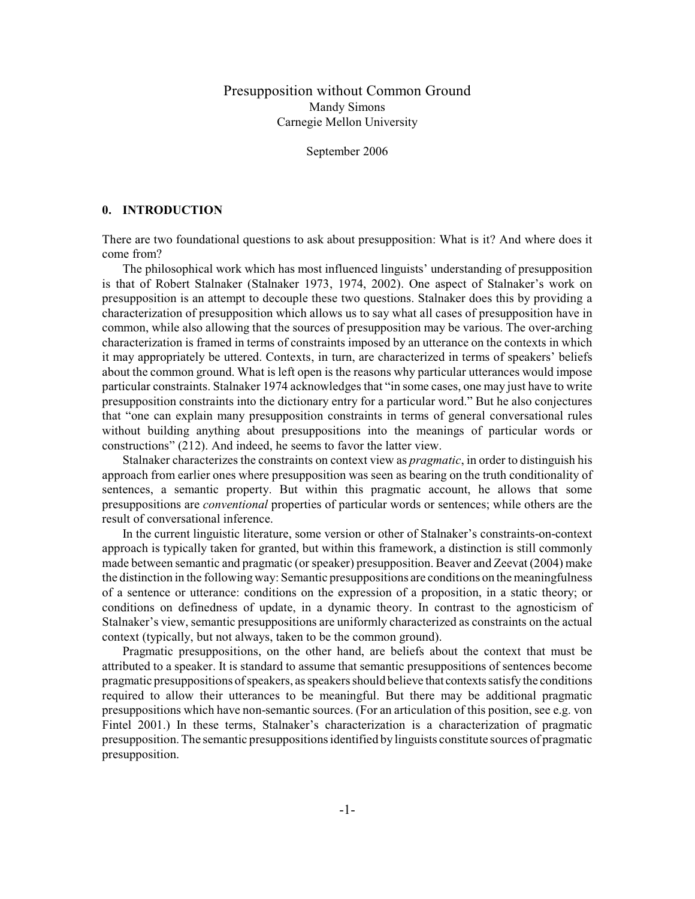# Presupposition without Common Ground

Mandy Simons
Carnegie Mellon University

September 2006

## 0. INTRODUCTION

There are two foundational questions to ask about presupposition: What is it? And where does it come from?

The philosophical work which has most influenced linguists' understanding of presupposition is that of Robert Stalnaker (Stalnaker 1973, 1974, 2002). One aspect of Stalnaker's work on presupposition is an attempt to decouple these two questions. Stalnaker does this by providing a characterization of presupposition which allows us to say what all cases of presupposition have in common, while also allowing that the sources of presupposition may be various. The over-arching characterization is framed in terms of constraints imposed by an utterance on the contexts in which it may appropriately be uttered. Contexts, in turn, are characterized in terms of speakers' beliefs about the common ground. What is left open is the reasons why particular utterances would impose particular constraints. Stalnaker 1974 acknowledges that "in some cases, one may just have to write presupposition constraints into the dictionary entry for a particular word." But he also conjectures that "one can explain many presupposition constraints in terms of general conversational rules without building anything about presuppositions into the meanings of particular words or constructions" (212). And indeed, he seems to favor the latter view.

Stalnaker characterizes the constraints on context view as *pragmatic*, in order to distinguish his approach from earlier ones where presupposition was seen as bearing on the truth conditionality of sentences, a semantic property. But within this pragmatic account, he allows that some presuppositions are *conventional* properties of particular words or sentences; while others are the result of conversational inference.

In the current linguistic literature, some version or other of Stalnaker's constraints-on-context approach is typically taken for granted, but within this framework, a distinction is still commonly made between semantic and pragmatic (or speaker) presupposition. Beaver and Zeevat (2004) make the distinction in the following way: Semantic presuppositions are conditions on the meaningfulness of a sentence or utterance: conditions on the expression of a proposition, in a static theory; or conditions on definedness of update, in a dynamic theory. In contrast to the agnosticism of Stalnaker's view, semantic presuppositions are uniformly characterized as constraints on the actual context (typically, but not always, taken to be the common ground).

Pragmatic presuppositions, on the other hand, are beliefs about the context that must be attributed to a speaker. It is standard to assume that semantic presuppositions of sentences become pragmatic presuppositions of speakers, as speakers should believe that contexts satisfy the conditions required to allow their utterances to be meaningful. But there may be additional pragmatic presuppositions which have non-semantic sources. (For an articulation of this position, see e.g. von Fintel 2001.) In these terms, Stalnaker's characterization is a characterization of pragmatic presupposition. The semantic presuppositions identified by linguists constitute sources of pragmatic presupposition.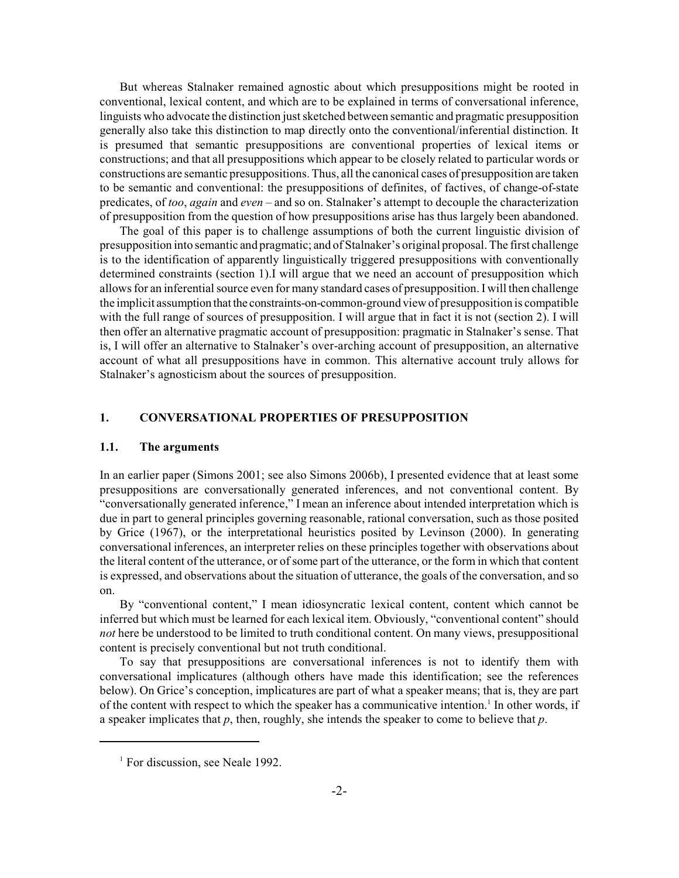But whereas Stalnaker remained agnostic about which presuppositions might be rooted in conventional, lexical content, and which are to be explained in terms of conversational inference, linguists who advocate the distinction just sketched between semantic and pragmatic presupposition generally also take this distinction to map directly onto the conventional/inferential distinction. It is presumed that semantic presuppositions are conventional properties of lexical items or constructions; and that all presuppositions which appear to be closely related to particular words or constructions are semantic presuppositions. Thus, all the canonical cases of presupposition are taken to be semantic and conventional: the presuppositions of definites, of factives, of change-of-state predicates, of *too*, *again* and *even* – and so on. Stalnaker's attempt to decouple the characterization of presupposition from the question of how presuppositions arise has thus largely been abandoned.

The goal of this paper is to challenge assumptions of both the current linguistic division of presupposition into semantic and pragmatic; and of Stalnaker's original proposal. The first challenge is to the identification of apparently linguistically triggered presuppositions with conventionally determined constraints (section 1).I will argue that we need an account of presupposition which allows for an inferential source even for many standard cases of presupposition. I will then challenge the implicit assumption that the constraints-on-common-ground view of presupposition is compatible with the full range of sources of presupposition. I will argue that in fact it is not (section 2). I will then offer an alternative pragmatic account of presupposition: pragmatic in Stalnaker's sense. That is, I will offer an alternative to Stalnaker's over-arching account of presupposition, an alternative account of what all presuppositions have in common. This alternative account truly allows for Stalnaker's agnosticism about the sources of presupposition.

## 1. CONVERSATIONAL PROPERTIES OF PRESUPPOSITION

### 1.1. The arguments

In an earlier paper (Simons 2001; see also Simons 2006b), I presented evidence that at least some presuppositions are conversationally generated inferences, and not conventional content. By "conversationally generated inference," I mean an inference about intended interpretation which is due in part to general principles governing reasonable, rational conversation, such as those posited by Grice (1967), or the interpretational heuristics posited by Levinson (2000). In generating conversational inferences, an interpreter relies on these principles together with observations about the literal content of the utterance, or of some part of the utterance, or the form in which that content is expressed, and observations about the situation of utterance, the goals of the conversation, and so on.

By "conventional content," I mean idiosyncratic lexical content, content which cannot be inferred but which must be learned for each lexical item. Obviously, "conventional content" should *not* here be understood to be limited to truth conditional content. On many views, presuppositional content is precisely conventional but not truth conditional.

To say that presuppositions are conversational inferences is not to identify them with conversational implicatures (although others have made this identification; see the references below). On Grice's conception, implicatures are part of what a speaker means; that is, they are part of the content with respect to which the speaker has a communicative intention.[1] In other words, if a speaker implicates that *p*, then, roughly, she intends the speaker to come to believe that *p*.

[1] For discussion, see Neale 1992.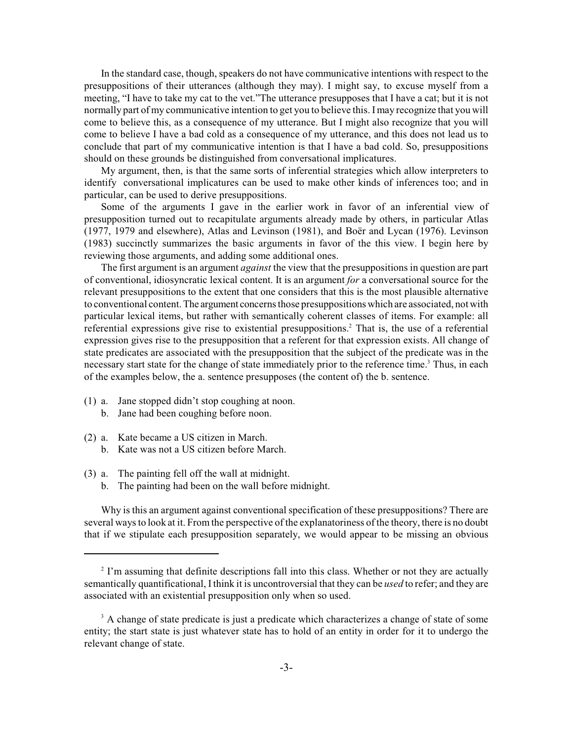In the standard case, though, speakers do not have communicative intentions with respect to the presuppositions of their utterances (although they may). I might say, to excuse myself from a meeting, "I have to take my cat to the vet."The utterance presupposes that I have a cat; but it is not normally part of my communicative intention to get you to believe this. I may recognize that you will come to believe this, as a consequence of my utterance. But I might also recognize that you will come to believe I have a bad cold as a consequence of my utterance, and this does not lead us to conclude that part of my communicative intention is that I have a bad cold. So, presuppositions should on these grounds be distinguished from conversational implicatures.

My argument, then, is that the same sorts of inferential strategies which allow interpreters to identify conversational implicatures can be used to make other kinds of inferences too; and in particular, can be used to derive presuppositions.

Some of the arguments I gave in the earlier work in favor of an inferential view of presupposition turned out to recapitulate arguments already made by others, in particular Atlas (1977, 1979 and elsewhere), Atlas and Levinson (1981), and Boër and Lycan (1976). Levinson (1983) succinctly summarizes the basic arguments in favor of the this view. I begin here by reviewing those arguments, and adding some additional ones.

The first argument is an argument *against* the view that the presuppositions in question are part of conventional, idiosyncratic lexical content. It is an argument *for* a conversational source for the relevant presuppositions to the extent that one considers that this is the most plausible alternative to conventional content. The argument concerns those presuppositions which are associated, not with particular lexical items, but rather with semantically coherent classes of items. For example: all referential expressions give rise to existential presuppositions.[2] That is, the use of a referential expression gives rise to the presupposition that a referent for that expression exists. All change of state predicates are associated with the presupposition that the subject of the predicate was in the necessary start state for the change of state immediately prior to the reference time.[3] Thus, in each of the examples below, the a. sentence presupposes (the content of) the b. sentence.

(1) a. Jane stopped didn't stop coughing at noon.
    b. Jane had been coughing before noon.

(2) a. Kate became a US citizen in March.
    b. Kate was not a US citizen before March.

(3) a. The painting fell off the wall at midnight.
    b. The painting had been on the wall before midnight.

Why is this an argument against conventional specification of these presuppositions? There are several ways to look at it. From the perspective of the explanatoriness of the theory, there is no doubt that if we stipulate each presupposition separately, we would appear to be missing an obvious

---

[2] I'm assuming that definite descriptions fall into this class. Whether or not they are actually semantically quantificational, I think it is uncontroversial that they can be *used* to refer; and they are associated with an existential presupposition only when so used.

[3] A change of state predicate is just a predicate which characterizes a change of state of some entity; the start state is just whatever state has to hold of an entity in order for it to undergo the relevant change of state.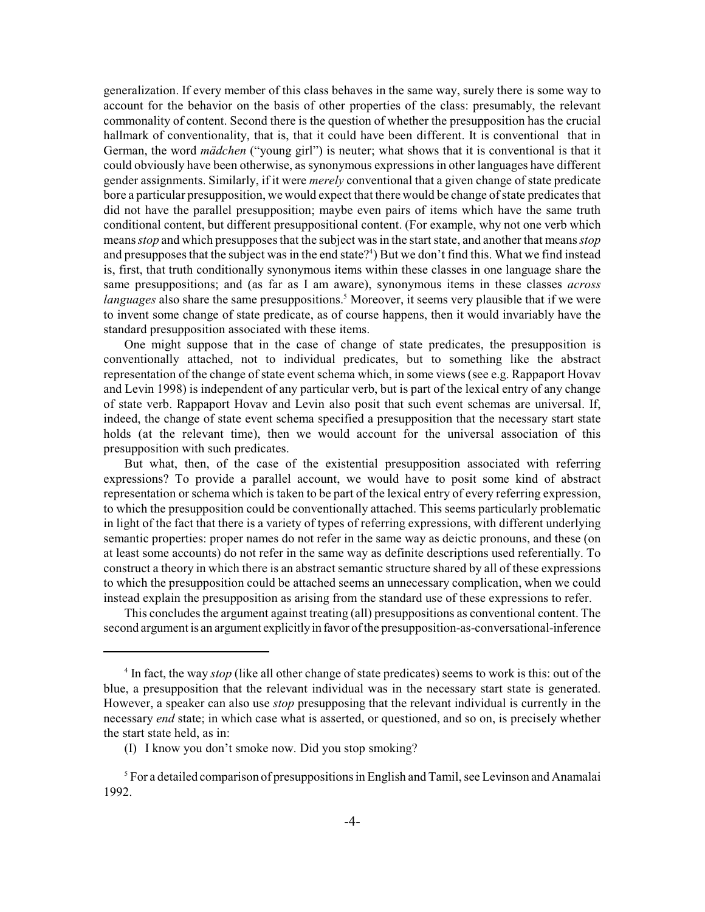generalization. If every member of this class behaves in the same way, surely there is some way to account for the behavior on the basis of other properties of the class: presumably, the relevant commonality of content. Second there is the question of whether the presupposition has the crucial hallmark of conventionality, that is, that it could have been different. It is conventional that in German, the word *mädchen* ("young girl") is neuter; what shows that it is conventional is that it could obviously have been otherwise, as synonymous expressions in other languages have different gender assignments. Similarly, if it were *merely* conventional that a given change of state predicate bore a particular presupposition, we would expect that there would be change of state predicates that did not have the parallel presupposition; maybe even pairs of items which have the same truth conditional content, but different presuppositional content. (For example, why not one verb which means *stop* and which presupposes that the subject was in the start state, and another that means *stop* and presupposes that the subject was in the end state?[4]) But we don't find this. What we find instead is, first, that truth conditionally synonymous items within these classes in one language share the same presuppositions; and (as far as I am aware), synonymous items in these classes *across languages* also share the same presuppositions.[5] Moreover, it seems very plausible that if we were to invent some change of state predicate, as of course happens, then it would invariably have the standard presupposition associated with these items.

One might suppose that in the case of change of state predicates, the presupposition is conventionally attached, not to individual predicates, but to something like the abstract representation of the change of state event schema which, in some views (see e.g. Rappaport Hovav and Levin 1998) is independent of any particular verb, but is part of the lexical entry of any change of state verb. Rappaport Hovav and Levin also posit that such event schemas are universal. If, indeed, the change of state event schema specified a presupposition that the necessary start state holds (at the relevant time), then we would account for the universal association of this presupposition with such predicates.

But what, then, of the case of the existential presupposition associated with referring expressions? To provide a parallel account, we would have to posit some kind of abstract representation or schema which is taken to be part of the lexical entry of every referring expression, to which the presupposition could be conventionally attached. This seems particularly problematic in light of the fact that there is a variety of types of referring expressions, with different underlying semantic properties: proper names do not refer in the same way as deictic pronouns, and these (on at least some accounts) do not refer in the same way as definite descriptions used referentially. To construct a theory in which there is an abstract semantic structure shared by all of these expressions to which the presupposition could be attached seems an unnecessary complication, when we could instead explain the presupposition as arising from the standard use of these expressions to refer.

This concludes the argument against treating (all) presuppositions as conventional content. The second argument is an argument explicitly in favor of the presupposition-as-conversational-inference

---

[4] In fact, the way *stop* (like all other change of state predicates) seems to work is this: out of the blue, a presupposition that the relevant individual was in the necessary start state is generated. However, a speaker can also use *stop* presupposing that the relevant individual is currently in the necessary *end* state; in which case what is asserted, or questioned, and so on, is precisely whether the start state held, as in:

(I) I know you don't smoke now. Did you stop smoking?

[5] For a detailed comparison of presuppositions in English and Tamil, see Levinson and Anamalai 1992.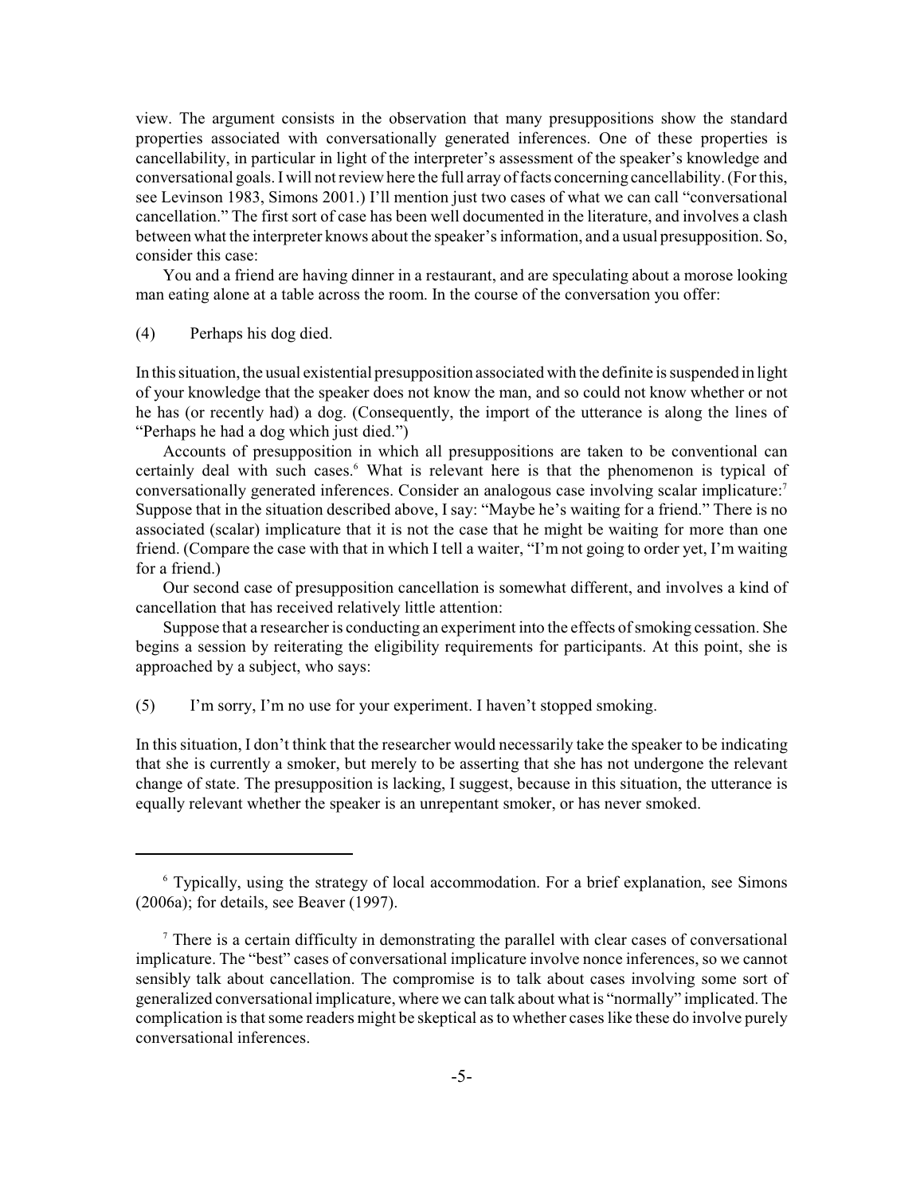view. The argument consists in the observation that many presuppositions show the standard properties associated with conversationally generated inferences. One of these properties is cancellability, in particular in light of the interpreter's assessment of the speaker's knowledge and conversational goals. I will not review here the full array of facts concerning cancellability. (For this, see Levinson 1983, Simons 2001.) I'll mention just two cases of what we can call "conversational cancellation." The first sort of case has been well documented in the literature, and involves a clash between what the interpreter knows about the speaker's information, and a usual presupposition. So, consider this case:

You and a friend are having dinner in a restaurant, and are speculating about a morose looking man eating alone at a table across the room. In the course of the conversation you offer:

(4) Perhaps his dog died.

In this situation, the usual existential presupposition associated with the definite is suspended in light of your knowledge that the speaker does not know the man, and so could not know whether or not he has (or recently had) a dog. (Consequently, the import of the utterance is along the lines of "Perhaps he had a dog which just died.")

Accounts of presupposition in which all presuppositions are taken to be conventional can certainly deal with such cases.[6] What is relevant here is that the phenomenon is typical of conversationally generated inferences. Consider an analogous case involving scalar implicature:[7] Suppose that in the situation described above, I say: "Maybe he's waiting for a friend." There is no associated (scalar) implicature that it is not the case that he might be waiting for more than one friend. (Compare the case with that in which I tell a waiter, "I'm not going to order yet, I'm waiting for a friend.)

Our second case of presupposition cancellation is somewhat different, and involves a kind of cancellation that has received relatively little attention:

Suppose that a researcher is conducting an experiment into the effects of smoking cessation. She begins a session by reiterating the eligibility requirements for participants. At this point, she is approached by a subject, who says:

(5) I'm sorry, I'm no use for your experiment. I haven't stopped smoking.

In this situation, I don't think that the researcher would necessarily take the speaker to be indicating that she is currently a smoker, but merely to be asserting that she has not undergone the relevant change of state. The presupposition is lacking, I suggest, because in this situation, the utterance is equally relevant whether the speaker is an unrepentant smoker, or has never smoked.

---

[6] Typically, using the strategy of local accommodation. For a brief explanation, see Simons (2006a); for details, see Beaver (1997).

[7] There is a certain difficulty in demonstrating the parallel with clear cases of conversational implicature. The "best" cases of conversational implicature involve nonce inferences, so we cannot sensibly talk about cancellation. The compromise is to talk about cases involving some sort of generalized conversational implicature, where we can talk about what is "normally" implicated. The complication is that some readers might be skeptical as to whether cases like these do involve purely conversational inferences.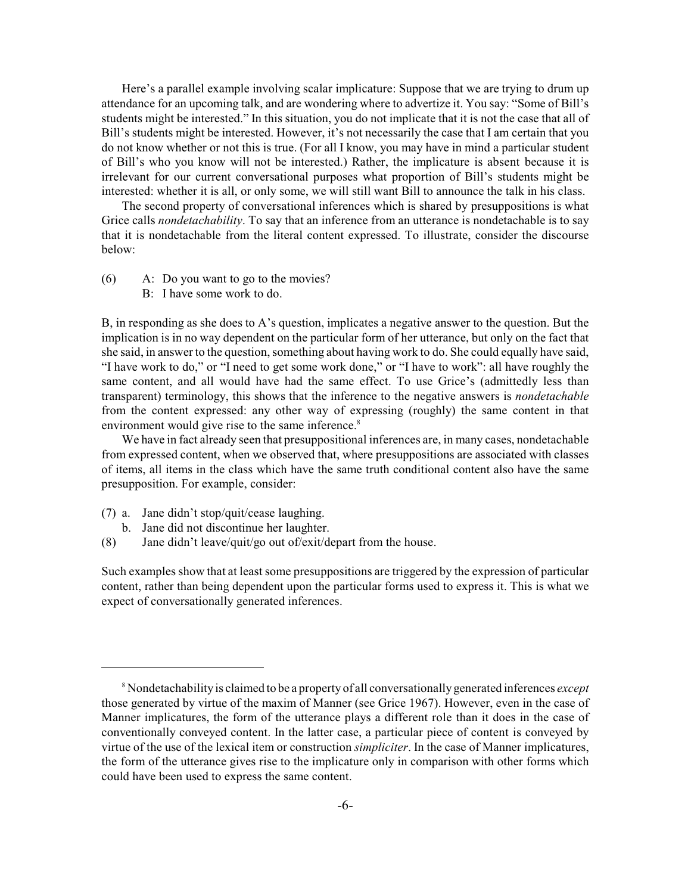Here's a parallel example involving scalar implicature: Suppose that we are trying to drum up attendance for an upcoming talk, and are wondering where to advertize it. You say: "Some of Bill's students might be interested." In this situation, you do not implicate that it is not the case that all of Bill's students might be interested. However, it's not necessarily the case that I am certain that you do not know whether or not this is true. (For all I know, you may have in mind a particular student of Bill's who you know will not be interested.) Rather, the implicature is absent because it is irrelevant for our current conversational purposes what proportion of Bill's students might be interested: whether it is all, or only some, we will still want Bill to announce the talk in his class.

The second property of conversational inferences which is shared by presuppositions is what Grice calls *nondetachability*. To say that an inference from an utterance is nondetachable is to say that it is nondetachable from the literal content expressed. To illustrate, consider the discourse below:

(6) A: Do you want to go to the movies?
B: I have some work to do.

B, in responding as she does to A's question, implicates a negative answer to the question. But the implication is in no way dependent on the particular form of her utterance, but only on the fact that she said, in answer to the question, something about having work to do. She could equally have said, "I have work to do," or "I need to get some work done," or "I have to work": all have roughly the same content, and all would have had the same effect. To use Grice's (admittedly less than transparent) terminology, this shows that the inference to the negative answers is *nondetachable* from the content expressed: any other way of expressing (roughly) the same content in that environment would give rise to the same inference.[8]

We have in fact already seen that presuppositional inferences are, in many cases, nondetachable from expressed content, when we observed that, where presuppositions are associated with classes of items, all items in the class which have the same truth conditional content also have the same presupposition. For example, consider:

(7) a. Jane didn't stop/quit/cease laughing.
b. Jane did not discontinue her laughter.

(8) Jane didn't leave/quit/go out of/exit/depart from the house.

Such examples show that at least some presuppositions are triggered by the expression of particular content, rather than being dependent upon the particular forms used to express it. This is what we expect of conversationally generated inferences.

---

[8] Nondetachability is claimed to be a property of all conversationally generated inferences *except* those generated by virtue of the maxim of Manner (see Grice 1967). However, even in the case of Manner implicatures, the form of the utterance plays a different role than it does in the case of conventionally conveyed content. In the latter case, a particular piece of content is conveyed by virtue of the use of the lexical item or construction *simpliciter*. In the case of Manner implicatures, the form of the utterance gives rise to the implicature only in comparison with other forms which could have been used to express the same content.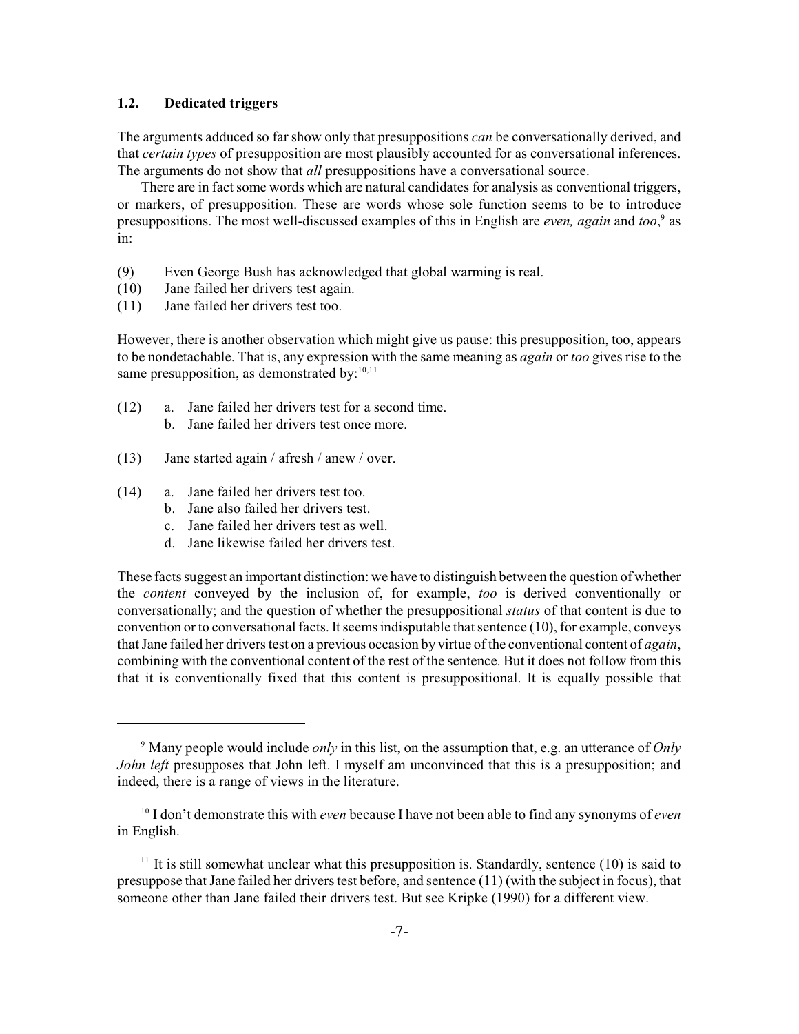### 1.2. Dedicated triggers

The arguments adduced so far show only that presuppositions *can* be conversationally derived, and that *certain types* of presupposition are most plausibly accounted for as conversational inferences. The arguments do not show that *all* presuppositions have a conversational source.

There are in fact some words which are natural candidates for analysis as conventional triggers, or markers, of presupposition. These are words whose sole function seems to be to introduce presuppositions. The most well-discussed examples of this in English are *even, again* and *too*,[9] as in:

(9) Even George Bush has acknowledged that global warming is real.
(10) Jane failed her drivers test again.
(11) Jane failed her drivers test too.

However, there is another observation which might give us pause: this presupposition, too, appears to be nondetachable. That is, any expression with the same meaning as *again* or *too* gives rise to the same presupposition, as demonstrated by:[10,11]

(12) a. Jane failed her drivers test for a second time.
b. Jane failed her drivers test once more.

(13) Jane started again / afresh / anew / over.

(14) a. Jane failed her drivers test too.
b. Jane also failed her drivers test.
c. Jane failed her drivers test as well.
d. Jane likewise failed her drivers test.

These facts suggest an important distinction: we have to distinguish between the question of whether the *content* conveyed by the inclusion of, for example, *too* is derived conventionally or conversationally; and the question of whether the presuppositional *status* of that content is due to convention or to conversational facts. It seems indisputable that sentence (10), for example, conveys that Jane failed her drivers test on a previous occasion by virtue of the conventional content of *again*, combining with the conventional content of the rest of the sentence. But it does not follow from this that it is conventionally fixed that this content is presuppositional. It is equally possible that

---

[9] Many people would include *only* in this list, on the assumption that, e.g. an utterance of *Only John left* presupposes that John left. I myself am unconvinced that this is a presupposition; and indeed, there is a range of views in the literature.

[10] I don't demonstrate this with *even* because I have not been able to find any synonyms of *even* in English.

[11] It is still somewhat unclear what this presupposition is. Standardly, sentence (10) is said to presuppose that Jane failed her drivers test before, and sentence (11) (with the subject in focus), that someone other than Jane failed their drivers test. But see Kripke (1990) for a different view.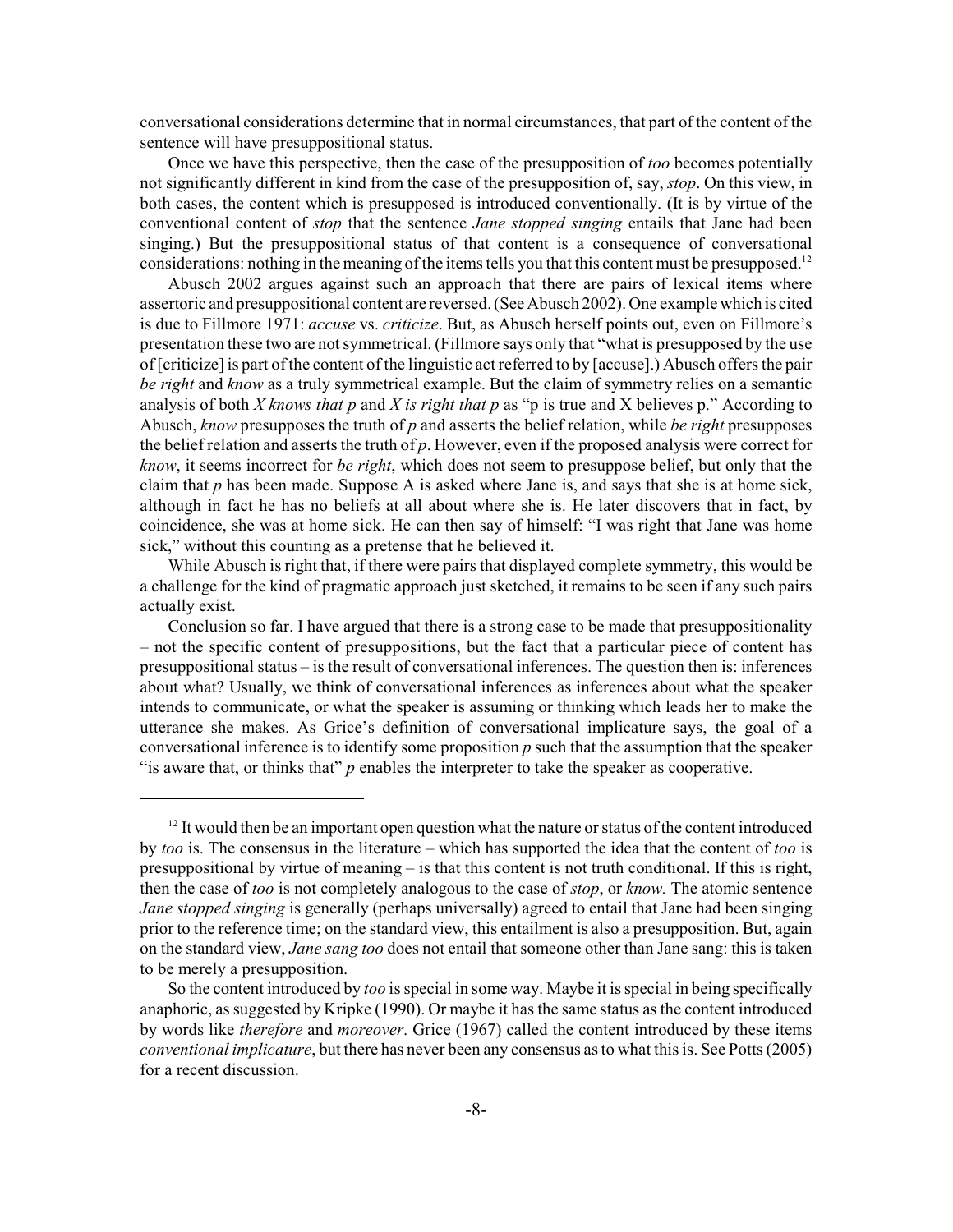conversational considerations determine that in normal circumstances, that part of the content of the sentence will have presuppositional status.

Once we have this perspective, then the case of the presupposition of *too* becomes potentially not significantly different in kind from the case of the presupposition of, say, *stop*. On this view, in both cases, the content which is presupposed is introduced conventionally. (It is by virtue of the conventional content of *stop* that the sentence *Jane stopped singing* entails that Jane had been singing.) But the presuppositional status of that content is a consequence of conversational considerations: nothing in the meaning of the items tells you that this content must be presupposed.[12]

Abusch 2002 argues against such an approach that there are pairs of lexical items where assertoric and presuppositional content are reversed. (See Abusch 2002). One example which is cited is due to Fillmore 1971: *accuse* vs. *criticize*. But, as Abusch herself points out, even on Fillmore's presentation these two are not symmetrical. (Fillmore says only that "what is presupposed by the use of [criticize] is part of the content of the linguistic act referred to by [accuse].) Abusch offers the pair *be right* and *know* as a truly symmetrical example. But the claim of symmetry relies on a semantic analysis of both *X knows that p* and *X is right that p* as "p is true and X believes p." According to Abusch, *know* presupposes the truth of *p* and asserts the belief relation, while *be right* presupposes the belief relation and asserts the truth of *p*. However, even if the proposed analysis were correct for *know*, it seems incorrect for *be right*, which does not seem to presuppose belief, but only that the claim that *p* has been made. Suppose A is asked where Jane is, and says that she is at home sick, although in fact he has no beliefs at all about where she is. He later discovers that in fact, by coincidence, she was at home sick. He can then say of himself: "I was right that Jane was home sick," without this counting as a pretense that he believed it.

While Abusch is right that, if there were pairs that displayed complete symmetry, this would be a challenge for the kind of pragmatic approach just sketched, it remains to be seen if any such pairs actually exist.

Conclusion so far. I have argued that there is a strong case to be made that presuppositionality – not the specific content of presuppositions, but the fact that a particular piece of content has presuppositional status – is the result of conversational inferences. The question then is: inferences about what? Usually, we think of conversational inferences as inferences about what the speaker intends to communicate, or what the speaker is assuming or thinking which leads her to make the utterance she makes. As Grice's definition of conversational implicature says, the goal of a conversational inference is to identify some proposition *p* such that the assumption that the speaker "is aware that, or thinks that" *p* enables the interpreter to take the speaker as cooperative.

---

[12] It would then be an important open question what the nature or status of the content introduced by *too* is. The consensus in the literature – which has supported the idea that the content of *too* is presuppositional by virtue of meaning – is that this content is not truth conditional. If this is right, then the case of *too* is not completely analogous to the case of *stop*, or *know.* The atomic sentence *Jane stopped singing* is generally (perhaps universally) agreed to entail that Jane had been singing prior to the reference time; on the standard view, this entailment is also a presupposition. But, again on the standard view, *Jane sang too* does not entail that someone other than Jane sang: this is taken to be merely a presupposition.

So the content introduced by *too* is special in some way. Maybe it is special in being specifically anaphoric, as suggested by Kripke (1990). Or maybe it has the same status as the content introduced by words like *therefore* and *moreover*. Grice (1967) called the content introduced by these items *conventional implicature*, but there has never been any consensus as to what this is. See Potts (2005) for a recent discussion.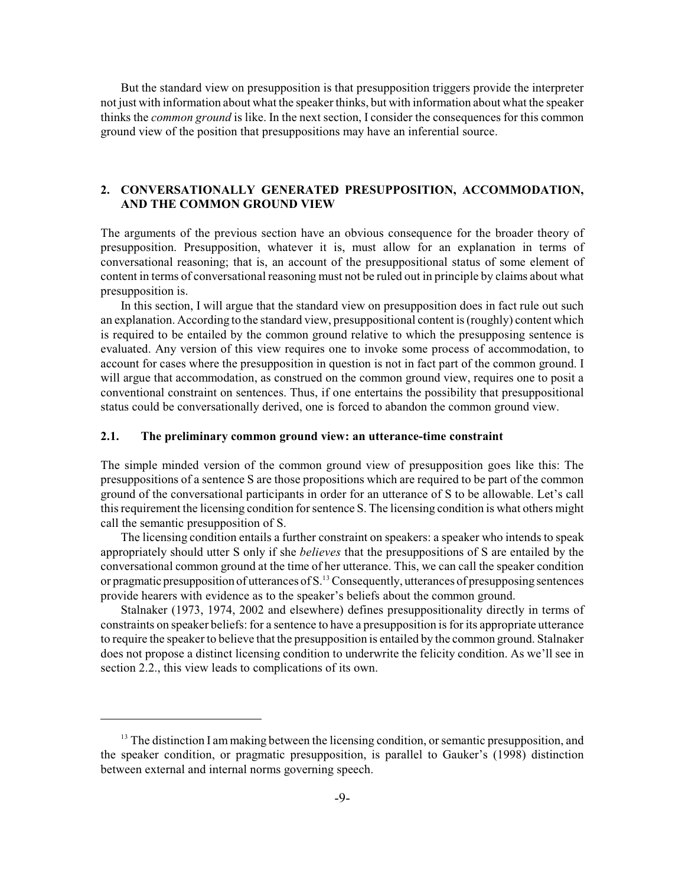But the standard view on presupposition is that presupposition triggers provide the interpreter not just with information about what the speaker thinks, but with information about what the speaker thinks the *common ground* is like. In the next section, I consider the consequences for this common ground view of the position that presuppositions may have an inferential source.

## 2. CONVERSATIONALLY GENERATED PRESUPPOSITION, ACCOMMODATION, AND THE COMMON GROUND VIEW

The arguments of the previous section have an obvious consequence for the broader theory of presupposition. Presupposition, whatever it is, must allow for an explanation in terms of conversational reasoning; that is, an account of the presuppositional status of some element of content in terms of conversational reasoning must not be ruled out in principle by claims about what presupposition is.

In this section, I will argue that the standard view on presupposition does in fact rule out such an explanation. According to the standard view, presuppositional content is (roughly) content which is required to be entailed by the common ground relative to which the presupposing sentence is evaluated. Any version of this view requires one to invoke some process of accommodation, to account for cases where the presupposition in question is not in fact part of the common ground. I will argue that accommodation, as construed on the common ground view, requires one to posit a conventional constraint on sentences. Thus, if one entertains the possibility that presuppositional status could be conversationally derived, one is forced to abandon the common ground view.

### 2.1. The preliminary common ground view: an utterance-time constraint

The simple minded version of the common ground view of presupposition goes like this: The presuppositions of a sentence S are those propositions which are required to be part of the common ground of the conversational participants in order for an utterance of S to be allowable. Let's call this requirement the licensing condition for sentence S. The licensing condition is what others might call the semantic presupposition of S.

The licensing condition entails a further constraint on speakers: a speaker who intends to speak appropriately should utter S only if she *believes* that the presuppositions of S are entailed by the conversational common ground at the time of her utterance. This, we can call the speaker condition or pragmatic presupposition of utterances of S.[13] Consequently, utterances of presupposing sentences provide hearers with evidence as to the speaker's beliefs about the common ground.

Stalnaker (1973, 1974, 2002 and elsewhere) defines presuppositionality directly in terms of constraints on speaker beliefs: for a sentence to have a presupposition is for its appropriate utterance to require the speaker to believe that the presupposition is entailed by the common ground. Stalnaker does not propose a distinct licensing condition to underwrite the felicity condition. As we'll see in section 2.2., this view leads to complications of its own.

---

[13] The distinction I am making between the licensing condition, or semantic presupposition, and the speaker condition, or pragmatic presupposition, is parallel to Gauker's (1998) distinction between external and internal norms governing speech.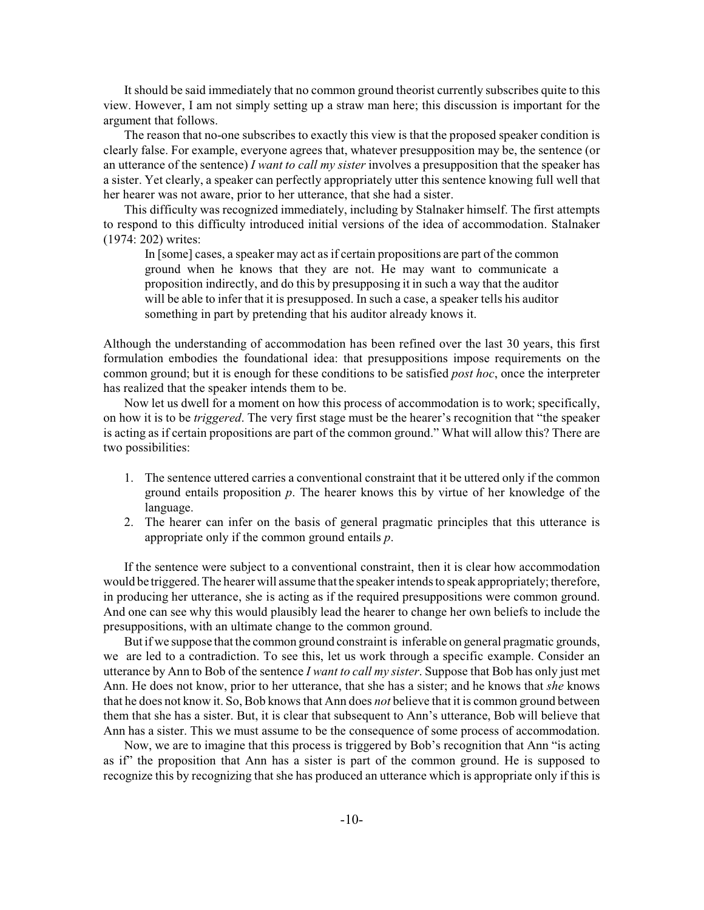It should be said immediately that no common ground theorist currently subscribes quite to this view. However, I am not simply setting up a straw man here; this discussion is important for the argument that follows.

The reason that no-one subscribes to exactly this view is that the proposed speaker condition is clearly false. For example, everyone agrees that, whatever presupposition may be, the sentence (or an utterance of the sentence) *I want to call my sister* involves a presupposition that the speaker has a sister. Yet clearly, a speaker can perfectly appropriately utter this sentence knowing full well that her hearer was not aware, prior to her utterance, that she had a sister.

This difficulty was recognized immediately, including by Stalnaker himself. The first attempts to respond to this difficulty introduced initial versions of the idea of accommodation. Stalnaker (1974: 202) writes:

> In [some] cases, a speaker may act as if certain propositions are part of the common ground when he knows that they are not. He may want to communicate a proposition indirectly, and do this by presupposing it in such a way that the auditor will be able to infer that it is presupposed. In such a case, a speaker tells his auditor something in part by pretending that his auditor already knows it.

Although the understanding of accommodation has been refined over the last 30 years, this first formulation embodies the foundational idea: that presuppositions impose requirements on the common ground; but it is enough for these conditions to be satisfied *post hoc*, once the interpreter has realized that the speaker intends them to be.

Now let us dwell for a moment on how this process of accommodation is to work; specifically, on how it is to be *triggered*. The very first stage must be the hearer's recognition that "the speaker is acting as if certain propositions are part of the common ground." What will allow this? There are two possibilities:

1. The sentence uttered carries a conventional constraint that it be uttered only if the common ground entails proposition *p*. The hearer knows this by virtue of her knowledge of the language.
2. The hearer can infer on the basis of general pragmatic principles that this utterance is appropriate only if the common ground entails *p*.

If the sentence were subject to a conventional constraint, then it is clear how accommodation would be triggered. The hearer will assume that the speaker intends to speak appropriately; therefore, in producing her utterance, she is acting as if the required presuppositions were common ground. And one can see why this would plausibly lead the hearer to change her own beliefs to include the presuppositions, with an ultimate change to the common ground.

But if we suppose that the common ground constraint is inferable on general pragmatic grounds, we are led to a contradiction. To see this, let us work through a specific example. Consider an utterance by Ann to Bob of the sentence *I want to call my sister*. Suppose that Bob has only just met Ann. He does not know, prior to her utterance, that she has a sister; and he knows that *she* knows that he does not know it. So, Bob knows that Ann does *not* believe that it is common ground between them that she has a sister. But, it is clear that subsequent to Ann's utterance, Bob will believe that Ann has a sister. This we must assume to be the consequence of some process of accommodation.

Now, we are to imagine that this process is triggered by Bob's recognition that Ann "is acting as if" the proposition that Ann has a sister is part of the common ground. He is supposed to recognize this by recognizing that she has produced an utterance which is appropriate only if this is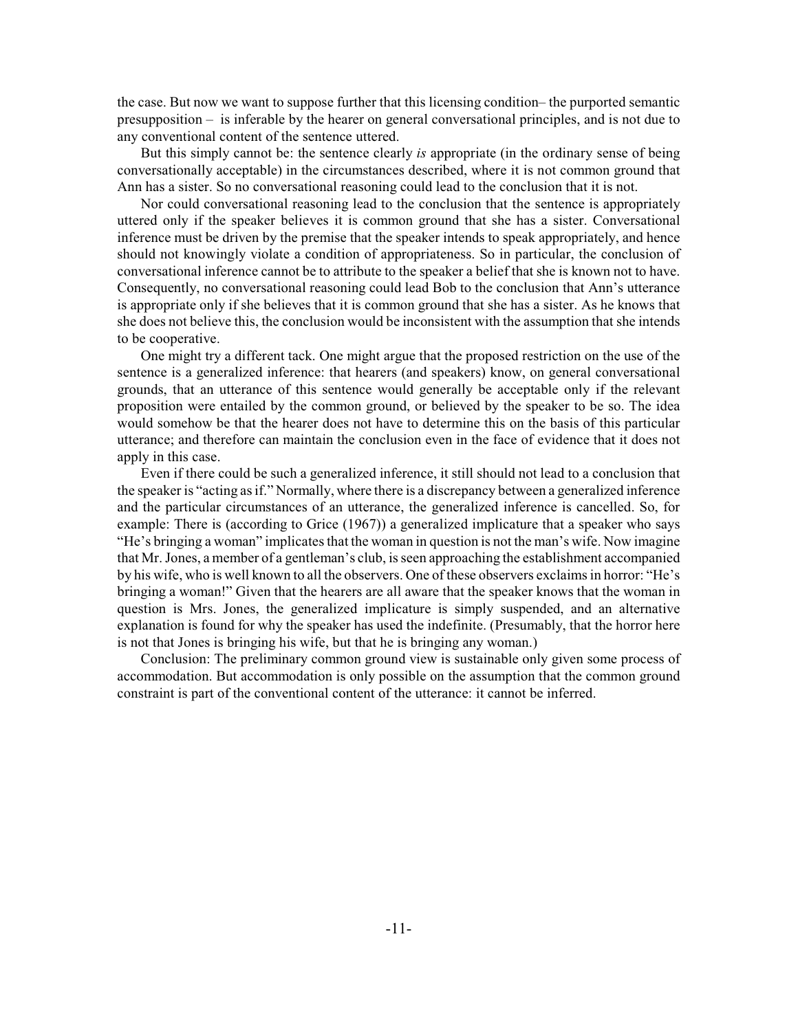the case. But now we want to suppose further that this licensing condition– the purported semantic presupposition – is inferable by the hearer on general conversational principles, and is not due to any conventional content of the sentence uttered.

But this simply cannot be: the sentence clearly *is* appropriate (in the ordinary sense of being conversationally acceptable) in the circumstances described, where it is not common ground that Ann has a sister. So no conversational reasoning could lead to the conclusion that it is not.

Nor could conversational reasoning lead to the conclusion that the sentence is appropriately uttered only if the speaker believes it is common ground that she has a sister. Conversational inference must be driven by the premise that the speaker intends to speak appropriately, and hence should not knowingly violate a condition of appropriateness. So in particular, the conclusion of conversational inference cannot be to attribute to the speaker a belief that she is known not to have. Consequently, no conversational reasoning could lead Bob to the conclusion that Ann's utterance is appropriate only if she believes that it is common ground that she has a sister. As he knows that she does not believe this, the conclusion would be inconsistent with the assumption that she intends to be cooperative.

One might try a different tack. One might argue that the proposed restriction on the use of the sentence is a generalized inference: that hearers (and speakers) know, on general conversational grounds, that an utterance of this sentence would generally be acceptable only if the relevant proposition were entailed by the common ground, or believed by the speaker to be so. The idea would somehow be that the hearer does not have to determine this on the basis of this particular utterance; and therefore can maintain the conclusion even in the face of evidence that it does not apply in this case.

Even if there could be such a generalized inference, it still should not lead to a conclusion that the speaker is "acting as if." Normally, where there is a discrepancy between a generalized inference and the particular circumstances of an utterance, the generalized inference is cancelled. So, for example: There is (according to Grice (1967)) a generalized implicature that a speaker who says "He's bringing a woman" implicates that the woman in question is not the man's wife. Now imagine that Mr. Jones, a member of a gentleman's club, is seen approaching the establishment accompanied by his wife, who is well known to all the observers. One of these observers exclaims in horror: "He's bringing a woman!" Given that the hearers are all aware that the speaker knows that the woman in question is Mrs. Jones, the generalized implicature is simply suspended, and an alternative explanation is found for why the speaker has used the indefinite. (Presumably, that the horror here is not that Jones is bringing his wife, but that he is bringing any woman.)

Conclusion: The preliminary common ground view is sustainable only given some process of accommodation. But accommodation is only possible on the assumption that the common ground constraint is part of the conventional content of the utterance: it cannot be inferred.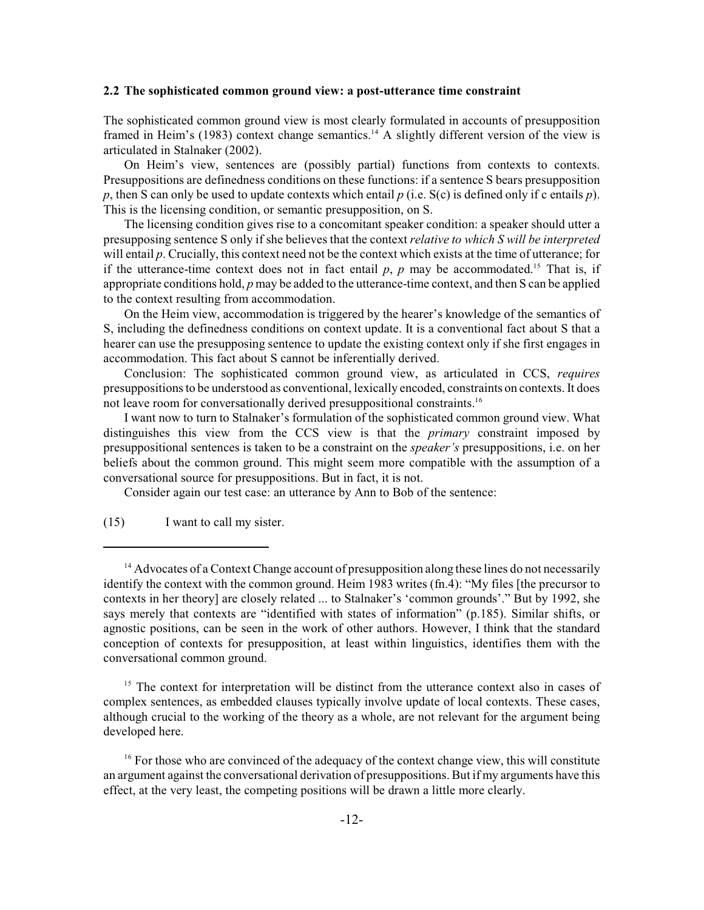## 2.2 The sophisticated common ground view: a post-utterance time constraint

The sophisticated common ground view is most clearly formulated in accounts of presupposition framed in Heim's (1983) context change semantics.[14] A slightly different version of the view is articulated in Stalnaker (2002).

On Heim's view, sentences are (possibly partial) functions from contexts to contexts. Presuppositions are definedness conditions on these functions: if a sentence S bears presupposition $p$, then S can only be used to update contexts which entail $p$ (i.e. S(c) is defined only if c entails $p$). This is the licensing condition, or semantic presupposition, on S.

The licensing condition gives rise to a concomitant speaker condition: a speaker should utter a presupposing sentence S only if she believes that the context *relative to which S will be interpreted* will entail $p$. Crucially, this context need not be the context which exists at the time of utterance; for if the utterance-time context does not in fact entail $p$, $p$ may be accommodated.[15] That is, if appropriate conditions hold, $p$ may be added to the utterance-time context, and then S can be applied to the context resulting from accommodation.

On the Heim view, accommodation is triggered by the hearer's knowledge of the semantics of S, including the definedness conditions on context update. It is a conventional fact about S that a hearer can use the presupposing sentence to update the existing context only if she first engages in accommodation. This fact about S cannot be inferentially derived.

Conclusion: The sophisticated common ground view, as articulated in CCS, *requires* presuppositions to be understood as conventional, lexically encoded, constraints on contexts. It does not leave room for conversationally derived presuppositional constraints.[16]

I want now to turn to Stalnaker's formulation of the sophisticated common ground view. What distinguishes this view from the CCS view is that the *primary* constraint imposed by presuppositional sentences is taken to be a constraint on the *speaker's* presuppositions, i.e. on her beliefs about the common ground. This might seem more compatible with the assumption of a conversational source for presuppositions. But in fact, it is not.

Consider again our test case: an utterance by Ann to Bob of the sentence:

(15) I want to call my sister.

---

[14] Advocates of a Context Change account of presupposition along these lines do not necessarily identify the context with the common ground. Heim 1983 writes (fn.4): "My files [the precursor to contexts in her theory] are closely related ... to Stalnaker's 'common grounds'." But by 1992, she says merely that contexts are "identified with states of information" (p.185). Similar shifts, or agnostic positions, can be seen in the work of other authors. However, I think that the standard conception of contexts for presupposition, at least within linguistics, identifies them with the conversational common ground.

[15] The context for interpretation will be distinct from the utterance context also in cases of complex sentences, as embedded clauses typically involve update of local contexts. These cases, although crucial to the working of the theory as a whole, are not relevant for the argument being developed here.

[16] For those who are convinced of the adequacy of the context change view, this will constitute an argument against the conversational derivation of presuppositions. But if my arguments have this effect, at the very least, the competing positions will be drawn a little more clearly.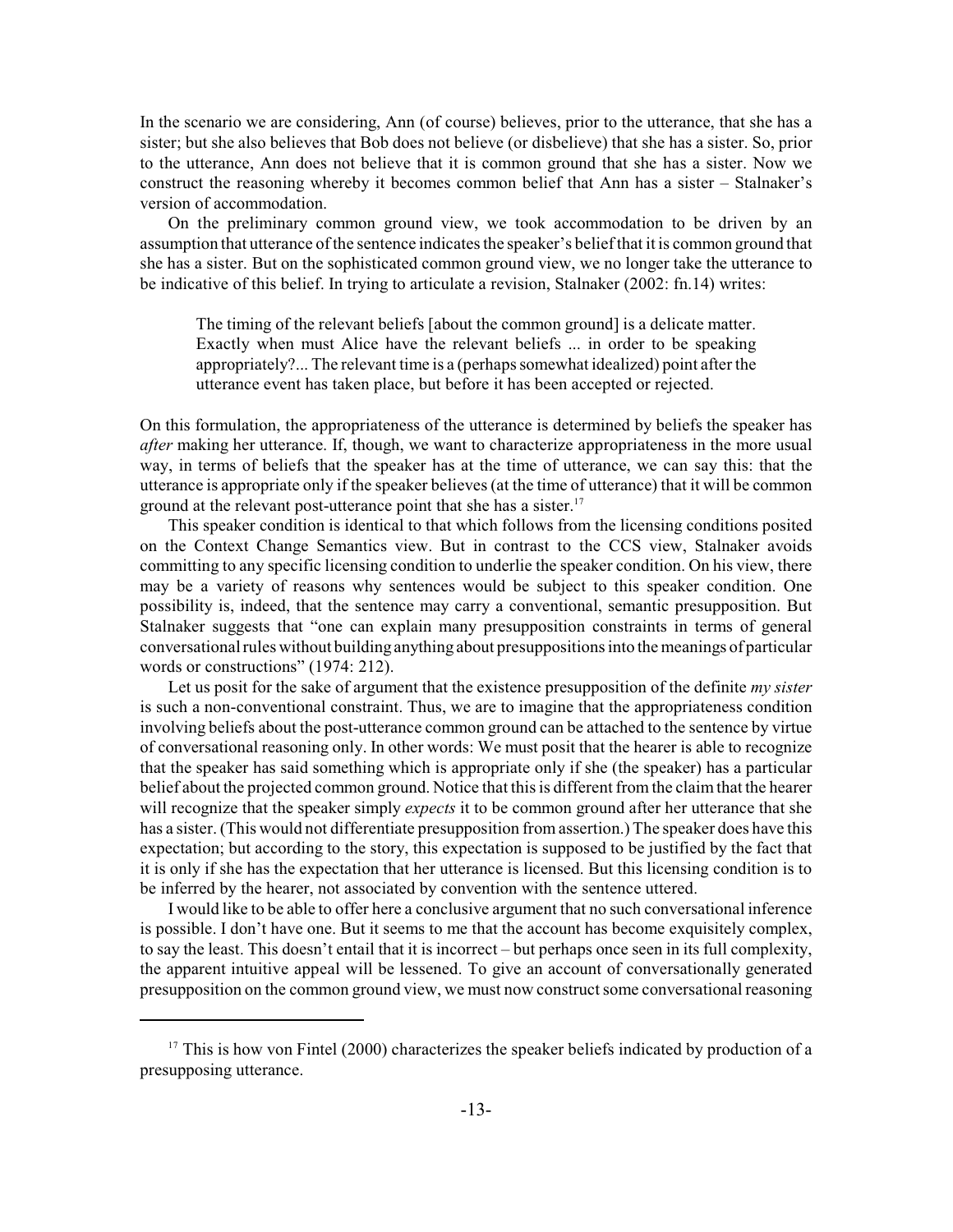In the scenario we are considering, Ann (of course) believes, prior to the utterance, that she has a sister; but she also believes that Bob does not believe (or disbelieve) that she has a sister. So, prior to the utterance, Ann does not believe that it is common ground that she has a sister. Now we construct the reasoning whereby it becomes common belief that Ann has a sister – Stalnaker's version of accommodation.

On the preliminary common ground view, we took accommodation to be driven by an assumption that utterance of the sentence indicates the speaker's belief that it is common ground that she has a sister. But on the sophisticated common ground view, we no longer take the utterance to be indicative of this belief. In trying to articulate a revision, Stalnaker (2002: fn.14) writes:

> The timing of the relevant beliefs [about the common ground] is a delicate matter. Exactly when must Alice have the relevant beliefs ... in order to be speaking appropriately?... The relevant time is a (perhaps somewhat idealized) point after the utterance event has taken place, but before it has been accepted or rejected.

On this formulation, the appropriateness of the utterance is determined by beliefs the speaker has *after* making her utterance. If, though, we want to characterize appropriateness in the more usual way, in terms of beliefs that the speaker has at the time of utterance, we can say this: that the utterance is appropriate only if the speaker believes (at the time of utterance) that it will be common ground at the relevant post-utterance point that she has a sister.[17]

This speaker condition is identical to that which follows from the licensing conditions posited on the Context Change Semantics view. But in contrast to the CCS view, Stalnaker avoids committing to any specific licensing condition to underlie the speaker condition. On his view, there may be a variety of reasons why sentences would be subject to this speaker condition. One possibility is, indeed, that the sentence may carry a conventional, semantic presupposition. But Stalnaker suggests that "one can explain many presupposition constraints in terms of general conversational rules without building anything about presuppositions into the meanings of particular words or constructions" (1974: 212).

Let us posit for the sake of argument that the existence presupposition of the definite *my sister* is such a non-conventional constraint. Thus, we are to imagine that the appropriateness condition involving beliefs about the post-utterance common ground can be attached to the sentence by virtue of conversational reasoning only. In other words: We must posit that the hearer is able to recognize that the speaker has said something which is appropriate only if she (the speaker) has a particular belief about the projected common ground. Notice that this is different from the claim that the hearer will recognize that the speaker simply *expects* it to be common ground after her utterance that she has a sister. (This would not differentiate presupposition from assertion.) The speaker does have this expectation; but according to the story, this expectation is supposed to be justified by the fact that it is only if she has the expectation that her utterance is licensed. But this licensing condition is to be inferred by the hearer, not associated by convention with the sentence uttered.

I would like to be able to offer here a conclusive argument that no such conversational inference is possible. I don't have one. But it seems to me that the account has become exquisitely complex, to say the least. This doesn't entail that it is incorrect – but perhaps once seen in its full complexity, the apparent intuitive appeal will be lessened. To give an account of conversationally generated presupposition on the common ground view, we must now construct some conversational reasoning

[17] This is how von Fintel (2000) characterizes the speaker beliefs indicated by production of a presupposing utterance.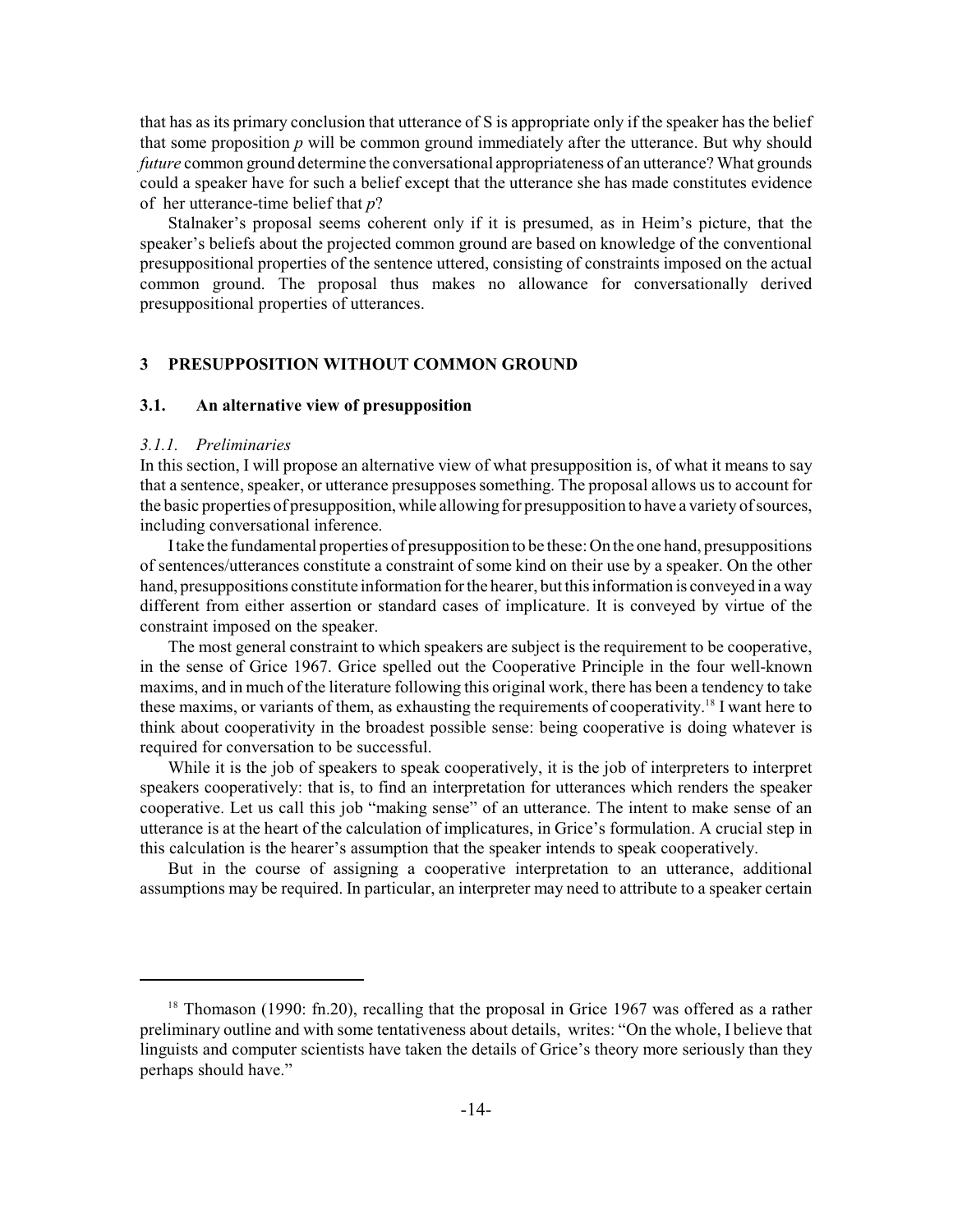that has as its primary conclusion that utterance of S is appropriate only if the speaker has the belief that some proposition $p$ will be common ground immediately after the utterance. But why should *future* common ground determine the conversational appropriateness of an utterance? What grounds could a speaker have for such a belief except that the utterance she has made constitutes evidence of her utterance-time belief that $p$?

Stalnaker's proposal seems coherent only if it is presumed, as in Heim's picture, that the speaker's beliefs about the projected common ground are based on knowledge of the conventional presuppositional properties of the sentence uttered, consisting of constraints imposed on the actual common ground. The proposal thus makes no allowance for conversationally derived presuppositional properties of utterances.

## 3 PRESUPPOSITION WITHOUT COMMON GROUND

### 3.1. An alternative view of presupposition

#### *3.1.1. Preliminaries*

In this section, I will propose an alternative view of what presupposition is, of what it means to say that a sentence, speaker, or utterance presupposes something. The proposal allows us to account for the basic properties of presupposition, while allowing for presupposition to have a variety of sources, including conversational inference.

I take the fundamental properties of presupposition to be these: On the one hand, presuppositions of sentences/utterances constitute a constraint of some kind on their use by a speaker. On the other hand, presuppositions constitute information for the hearer, but this information is conveyed in a way different from either assertion or standard cases of implicature. It is conveyed by virtue of the constraint imposed on the speaker.

The most general constraint to which speakers are subject is the requirement to be cooperative, in the sense of Grice 1967. Grice spelled out the Cooperative Principle in the four well-known maxims, and in much of the literature following this original work, there has been a tendency to take these maxims, or variants of them, as exhausting the requirements of cooperativity.[18] I want here to think about cooperativity in the broadest possible sense: being cooperative is doing whatever is required for conversation to be successful.

While it is the job of speakers to speak cooperatively, it is the job of interpreters to interpret speakers cooperatively: that is, to find an interpretation for utterances which renders the speaker cooperative. Let us call this job "making sense" of an utterance. The intent to make sense of an utterance is at the heart of the calculation of implicatures, in Grice's formulation. A crucial step in this calculation is the hearer's assumption that the speaker intends to speak cooperatively.

But in the course of assigning a cooperative interpretation to an utterance, additional assumptions may be required. In particular, an interpreter may need to attribute to a speaker certain

---

[18] Thomason (1990: fn.20), recalling that the proposal in Grice 1967 was offered as a rather preliminary outline and with some tentativeness about details, writes: "On the whole, I believe that linguists and computer scientists have taken the details of Grice's theory more seriously than they perhaps should have."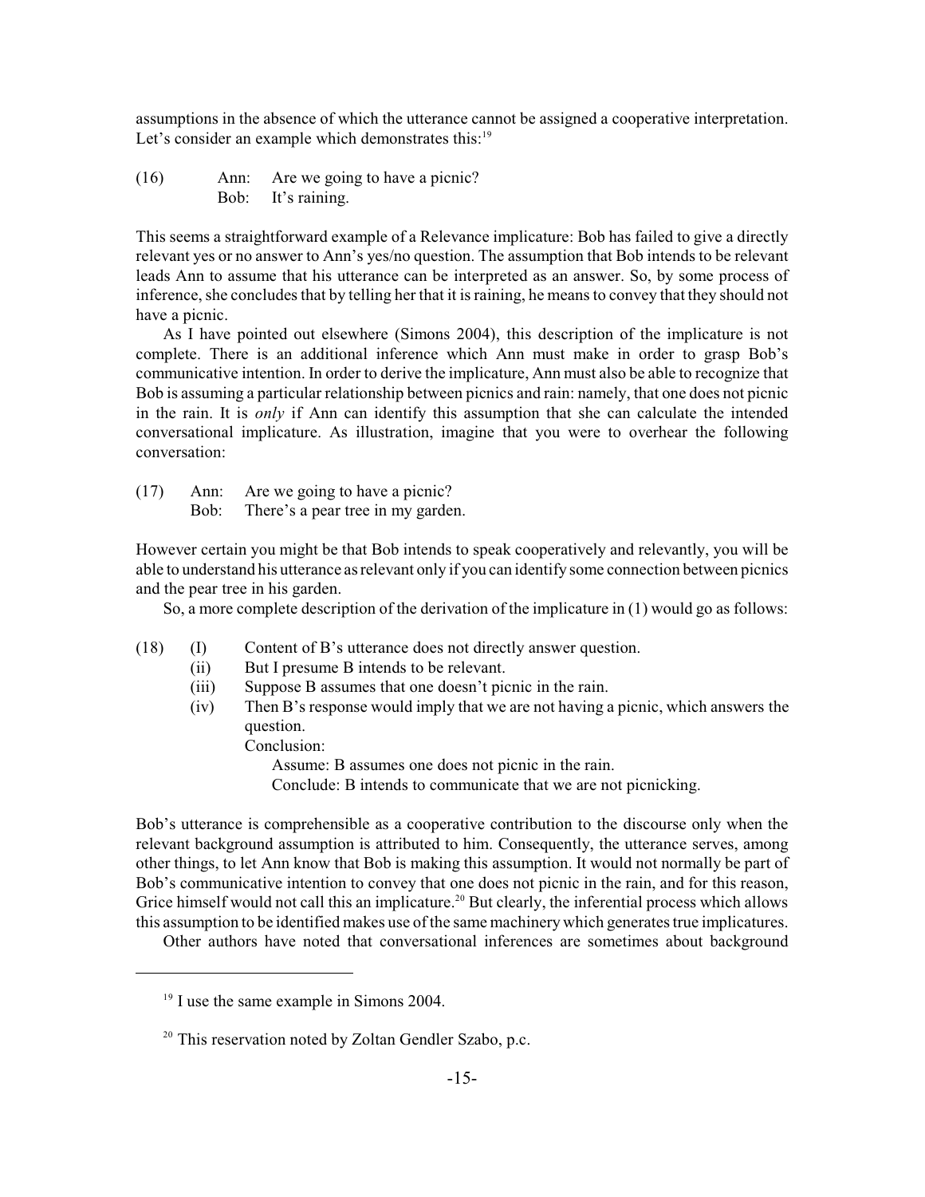assumptions in the absence of which the utterance cannot be assigned a cooperative interpretation. Let's consider an example which demonstrates this:[19]

(16) Ann: Are we going to have a picnic?
Bob: It's raining.

This seems a straightforward example of a Relevance implicature: Bob has failed to give a directly relevant yes or no answer to Ann's yes/no question. The assumption that Bob intends to be relevant leads Ann to assume that his utterance can be interpreted as an answer. So, by some process of inference, she concludes that by telling her that it is raining, he means to convey that they should not have a picnic.

As I have pointed out elsewhere (Simons 2004), this description of the implicature is not complete. There is an additional inference which Ann must make in order to grasp Bob's communicative intention. In order to derive the implicature, Ann must also be able to recognize that Bob is assuming a particular relationship between picnics and rain: namely, that one does not picnic in the rain. It is *only* if Ann can identify this assumption that she can calculate the intended conversational implicature. As illustration, imagine that you were to overhear the following conversation:

(17) Ann: Are we going to have a picnic?
Bob: There's a pear tree in my garden.

However certain you might be that Bob intends to speak cooperatively and relevantly, you will be able to understand his utterance as relevant only if you can identify some connection between picnics and the pear tree in his garden.

So, a more complete description of the derivation of the implicature in (1) would go as follows:

(18) (I) Content of B's utterance does not directly answer question.
(ii) But I presume B intends to be relevant.
(iii) Suppose B assumes that one doesn't picnic in the rain.
(iv) Then B's response would imply that we are not having a picnic, which answers the question.
Conclusion:
Assume: B assumes one does not picnic in the rain.
Conclude: B intends to communicate that we are not picnicking.

Bob's utterance is comprehensible as a cooperative contribution to the discourse only when the relevant background assumption is attributed to him. Consequently, the utterance serves, among other things, to let Ann know that Bob is making this assumption. It would not normally be part of Bob's communicative intention to convey that one does not picnic in the rain, and for this reason, Grice himself would not call this an implicature.[20] But clearly, the inferential process which allows this assumption to be identified makes use of the same machinery which generates true implicatures.

Other authors have noted that conversational inferences are sometimes about background

---

[19] I use the same example in Simons 2004.

[20] This reservation noted by Zoltan Gendler Szabo, p.c.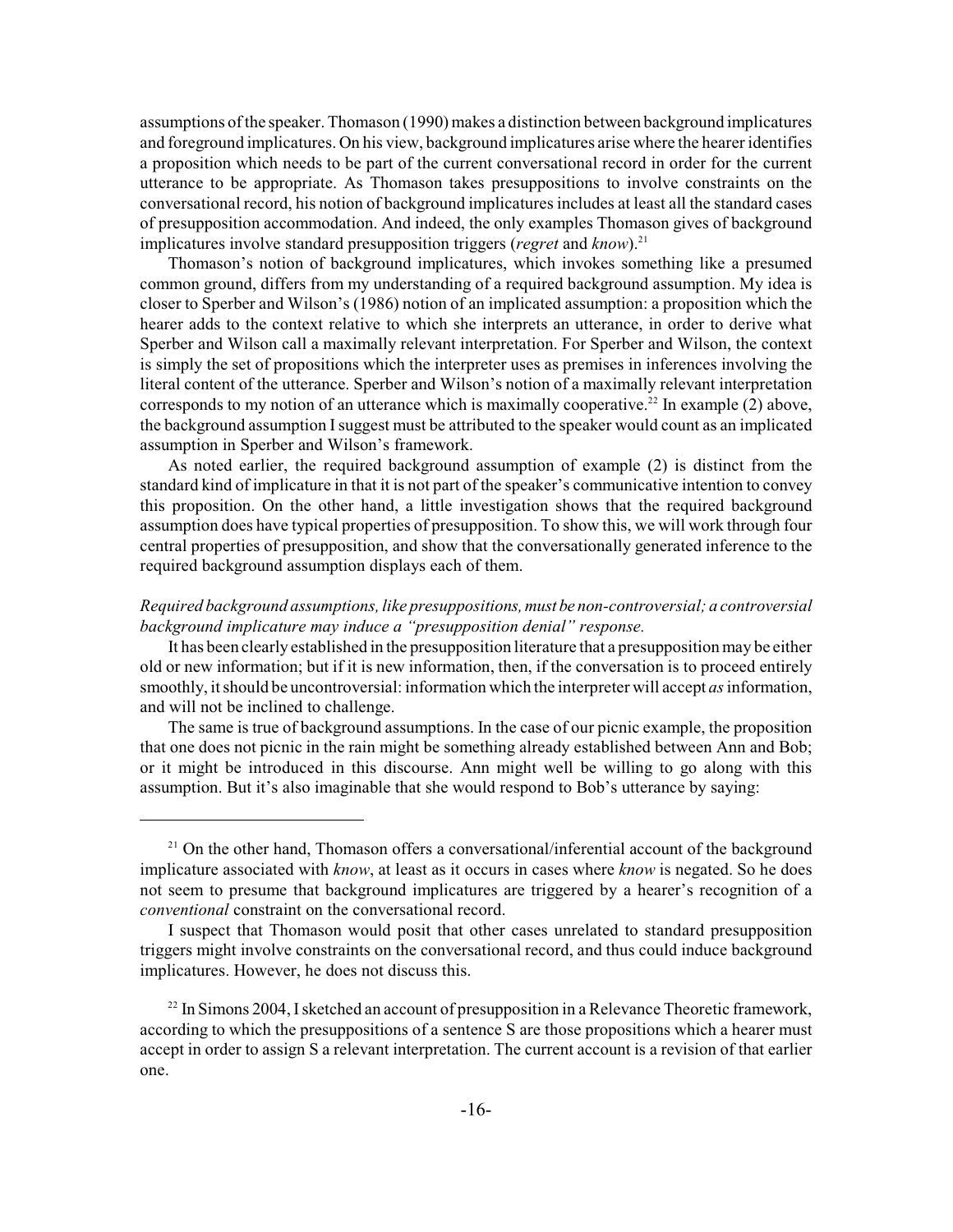assumptions of the speaker. Thomason (1990) makes a distinction between background implicatures and foreground implicatures. On his view, background implicatures arise where the hearer identifies a proposition which needs to be part of the current conversational record in order for the current utterance to be appropriate. As Thomason takes presuppositions to involve constraints on the conversational record, his notion of background implicatures includes at least all the standard cases of presupposition accommodation. And indeed, the only examples Thomason gives of background implicatures involve standard presupposition triggers (*regret* and *know*).[21]

Thomason's notion of background implicatures, which invokes something like a presumed common ground, differs from my understanding of a required background assumption. My idea is closer to Sperber and Wilson's (1986) notion of an implicated assumption: a proposition which the hearer adds to the context relative to which she interprets an utterance, in order to derive what Sperber and Wilson call a maximally relevant interpretation. For Sperber and Wilson, the context is simply the set of propositions which the interpreter uses as premises in inferences involving the literal content of the utterance. Sperber and Wilson's notion of a maximally relevant interpretation corresponds to my notion of an utterance which is maximally cooperative.[22] In example (2) above, the background assumption I suggest must be attributed to the speaker would count as an implicated assumption in Sperber and Wilson's framework.

As noted earlier, the required background assumption of example (2) is distinct from the standard kind of implicature in that it is not part of the speaker's communicative intention to convey this proposition. On the other hand, a little investigation shows that the required background assumption does have typical properties of presupposition. To show this, we will work through four central properties of presupposition, and show that the conversationally generated inference to the required background assumption displays each of them.

*Required background assumptions, like presuppositions, must be non-controversial; a controversial background implicature may induce a "presupposition denial" response.*

It has been clearly established in the presupposition literature that a presupposition may be either old or new information; but if it is new information, then, if the conversation is to proceed entirely smoothly, it should be uncontroversial: information which the interpreter will accept *as* information, and will not be inclined to challenge.

The same is true of background assumptions. In the case of our picnic example, the proposition that one does not picnic in the rain might be something already established between Ann and Bob; or it might be introduced in this discourse. Ann might well be willing to go along with this assumption. But it's also imaginable that she would respond to Bob's utterance by saying:

---

[21] On the other hand, Thomason offers a conversational/inferential account of the background implicature associated with *know*, at least as it occurs in cases where *know* is negated. So he does not seem to presume that background implicatures are triggered by a hearer's recognition of a *conventional* constraint on the conversational record.

I suspect that Thomason would posit that other cases unrelated to standard presupposition triggers might involve constraints on the conversational record, and thus could induce background implicatures. However, he does not discuss this.

[22] In Simons 2004, I sketched an account of presupposition in a Relevance Theoretic framework, according to which the presuppositions of a sentence S are those propositions which a hearer must accept in order to assign S a relevant interpretation. The current account is a revision of that earlier one.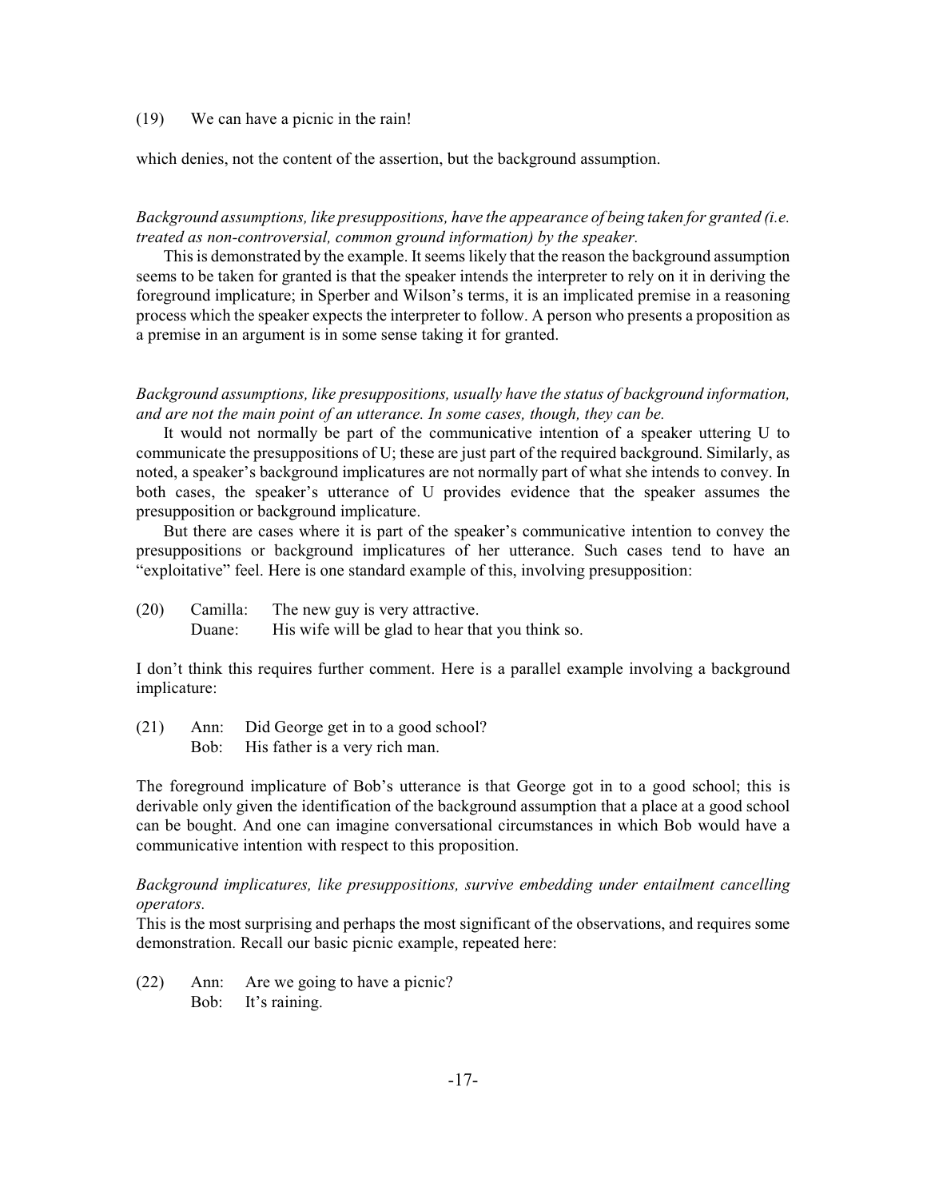(19) We can have a picnic in the rain!

which denies, not the content of the assertion, but the background assumption.

*Background assumptions, like presuppositions, have the appearance of being taken for granted (i.e. treated as non-controversial, common ground information) by the speaker.*

This is demonstrated by the example. It seems likely that the reason the background assumption seems to be taken for granted is that the speaker intends the interpreter to rely on it in deriving the foreground implicature; in Sperber and Wilson's terms, it is an implicated premise in a reasoning process which the speaker expects the interpreter to follow. A person who presents a proposition as a premise in an argument is in some sense taking it for granted.

*Background assumptions, like presuppositions, usually have the status of background information, and are not the main point of an utterance. In some cases, though, they can be.*

It would not normally be part of the communicative intention of a speaker uttering U to communicate the presuppositions of U; these are just part of the required background. Similarly, as noted, a speaker's background implicatures are not normally part of what she intends to convey. In both cases, the speaker's utterance of U provides evidence that the speaker assumes the presupposition or background implicature.

But there are cases where it is part of the speaker's communicative intention to convey the presuppositions or background implicatures of her utterance. Such cases tend to have an "exploitative" feel. Here is one standard example of this, involving presupposition:

(20) Camilla: The new guy is very attractive.
Duane: His wife will be glad to hear that you think so.

I don't think this requires further comment. Here is a parallel example involving a background implicature:

(21) Ann: Did George get in to a good school?
Bob: His father is a very rich man.

The foreground implicature of Bob's utterance is that George got in to a good school; this is derivable only given the identification of the background assumption that a place at a good school can be bought. And one can imagine conversational circumstances in which Bob would have a communicative intention with respect to this proposition.

*Background implicatures, like presuppositions, survive embedding under entailment cancelling operators.*

This is the most surprising and perhaps the most significant of the observations, and requires some demonstration. Recall our basic picnic example, repeated here:

(22) Ann: Are we going to have a picnic?
Bob: It's raining.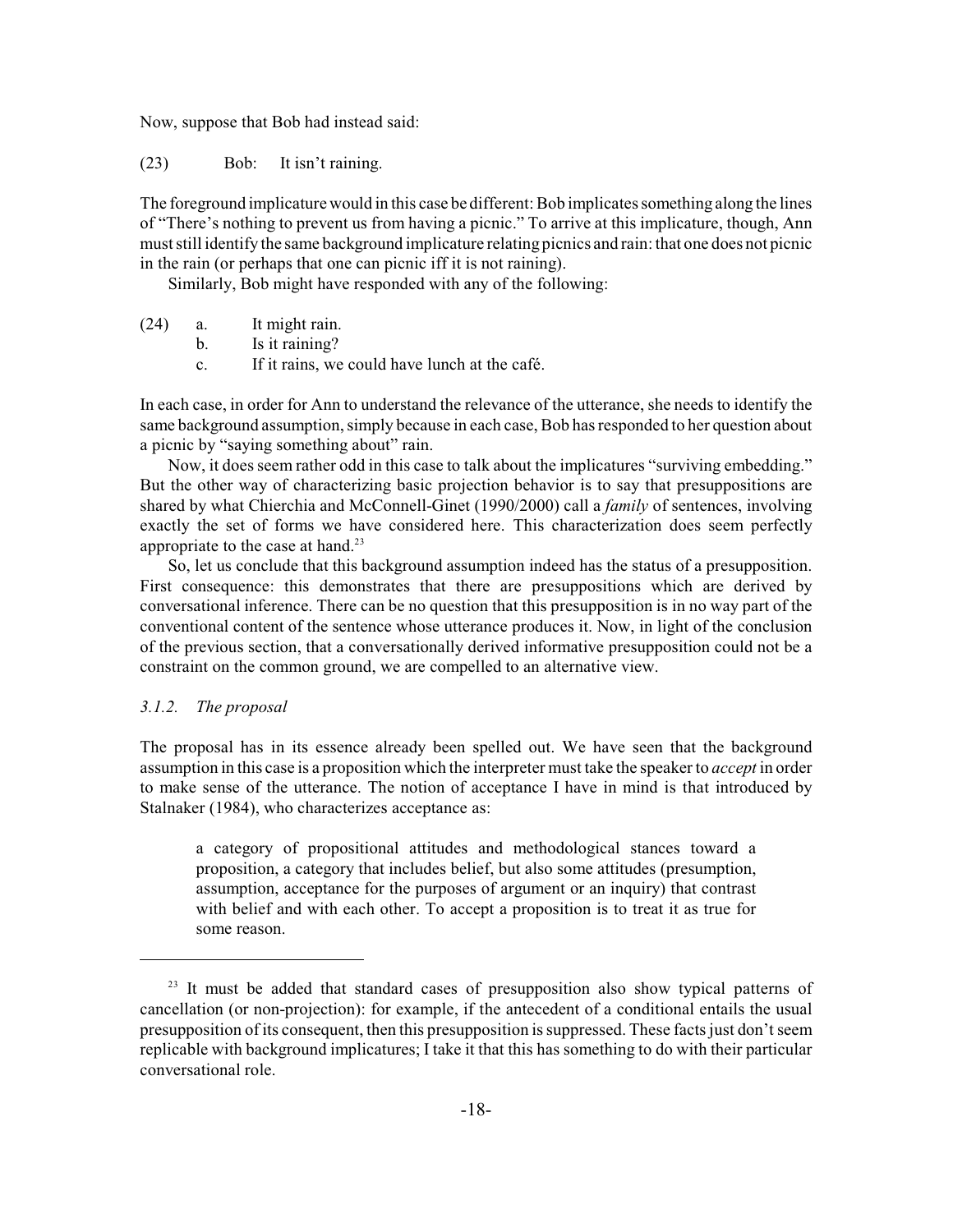Now, suppose that Bob had instead said:

(23) Bob: It isn't raining.

The foreground implicature would in this case be different: Bob implicates something along the lines of "There's nothing to prevent us from having a picnic." To arrive at this implicature, though, Ann must still identify the same background implicature relating picnics and rain: that one does not picnic in the rain (or perhaps that one can picnic iff it is not raining).

Similarly, Bob might have responded with any of the following:

(24) a. It might rain.
     b. Is it raining?
     c. If it rains, we could have lunch at the café.

In each case, in order for Ann to understand the relevance of the utterance, she needs to identify the same background assumption, simply because in each case, Bob has responded to her question about a picnic by "saying something about" rain.

Now, it does seem rather odd in this case to talk about the implicatures "surviving embedding." But the other way of characterizing basic projection behavior is to say that presuppositions are shared by what Chierchia and McConnell-Ginet (1990/2000) call a *family* of sentences, involving exactly the set of forms we have considered here. This characterization does seem perfectly appropriate to the case at hand.[23]

So, let us conclude that this background assumption indeed has the status of a presupposition. First consequence: this demonstrates that there are presuppositions which are derived by conversational inference. There can be no question that this presupposition is in no way part of the conventional content of the sentence whose utterance produces it. Now, in light of the conclusion of the previous section, that a conversationally derived informative presupposition could not be a constraint on the common ground, we are compelled to an alternative view.

### *3.1.2. The proposal*

The proposal has in its essence already been spelled out. We have seen that the background assumption in this case is a proposition which the interpreter must take the speaker to *accept* in order to make sense of the utterance. The notion of acceptance I have in mind is that introduced by Stalnaker (1984), who characterizes acceptance as:

> a category of propositional attitudes and methodological stances toward a proposition, a category that includes belief, but also some attitudes (presumption, assumption, acceptance for the purposes of argument or an inquiry) that contrast with belief and with each other. To accept a proposition is to treat it as true for some reason.

---

[23] It must be added that standard cases of presupposition also show typical patterns of cancellation (or non-projection): for example, if the antecedent of a conditional entails the usual presupposition of its consequent, then this presupposition is suppressed. These facts just don't seem replicable with background implicatures; I take it that this has something to do with their particular conversational role.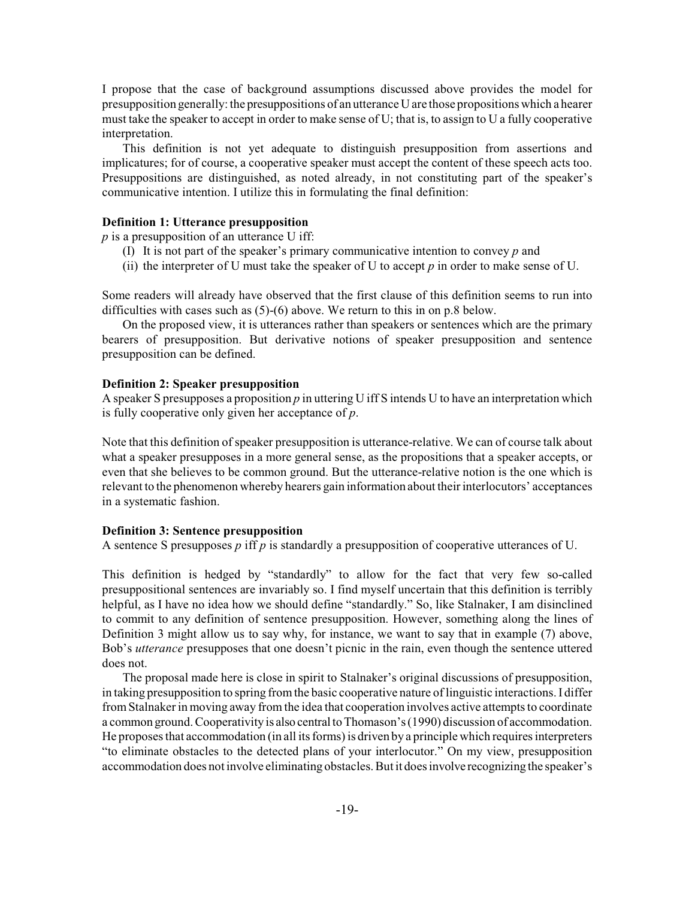I propose that the case of background assumptions discussed above provides the model for presupposition generally: the presuppositions of an utterance U are those propositions which a hearer must take the speaker to accept in order to make sense of U; that is, to assign to U a fully cooperative interpretation.

This definition is not yet adequate to distinguish presupposition from assertions and implicatures; for of course, a cooperative speaker must accept the content of these speech acts too. Presuppositions are distinguished, as noted already, in not constituting part of the speaker's communicative intention. I utilize this in formulating the final definition:

**Definition 1: Utterance presupposition**

*p* is a presupposition of an utterance U iff:

(I) It is not part of the speaker's primary communicative intention to convey *p* and

(ii) the interpreter of U must take the speaker of U to accept *p* in order to make sense of U.

Some readers will already have observed that the first clause of this definition seems to run into difficulties with cases such as (5)-(6) above. We return to this in on p.8 below.

On the proposed view, it is utterances rather than speakers or sentences which are the primary bearers of presupposition. But derivative notions of speaker presupposition and sentence presupposition can be defined.

**Definition 2: Speaker presupposition**

A speaker S presupposes a proposition *p* in uttering U iff S intends U to have an interpretation which is fully cooperative only given her acceptance of *p*.

Note that this definition of speaker presupposition is utterance-relative. We can of course talk about what a speaker presupposes in a more general sense, as the propositions that a speaker accepts, or even that she believes to be common ground. But the utterance-relative notion is the one which is relevant to the phenomenon whereby hearers gain information about their interlocutors' acceptances in a systematic fashion.

**Definition 3: Sentence presupposition**

A sentence S presupposes *p* iff *p* is standardly a presupposition of cooperative utterances of U.

This definition is hedged by "standardly" to allow for the fact that very few so-called presuppositional sentences are invariably so. I find myself uncertain that this definition is terribly helpful, as I have no idea how we should define "standardly." So, like Stalnaker, I am disinclined to commit to any definition of sentence presupposition. However, something along the lines of Definition 3 might allow us to say why, for instance, we want to say that in example (7) above, Bob's *utterance* presupposes that one doesn't picnic in the rain, even though the sentence uttered does not.

The proposal made here is close in spirit to Stalnaker's original discussions of presupposition, in taking presupposition to spring from the basic cooperative nature of linguistic interactions. I differ from Stalnaker in moving away from the idea that cooperation involves active attempts to coordinate a common ground. Cooperativity is also central to Thomason's (1990) discussion of accommodation. He proposes that accommodation (in all its forms) is driven by a principle which requires interpreters "to eliminate obstacles to the detected plans of your interlocutor." On my view, presupposition accommodation does not involve eliminating obstacles. But it does involve recognizing the speaker's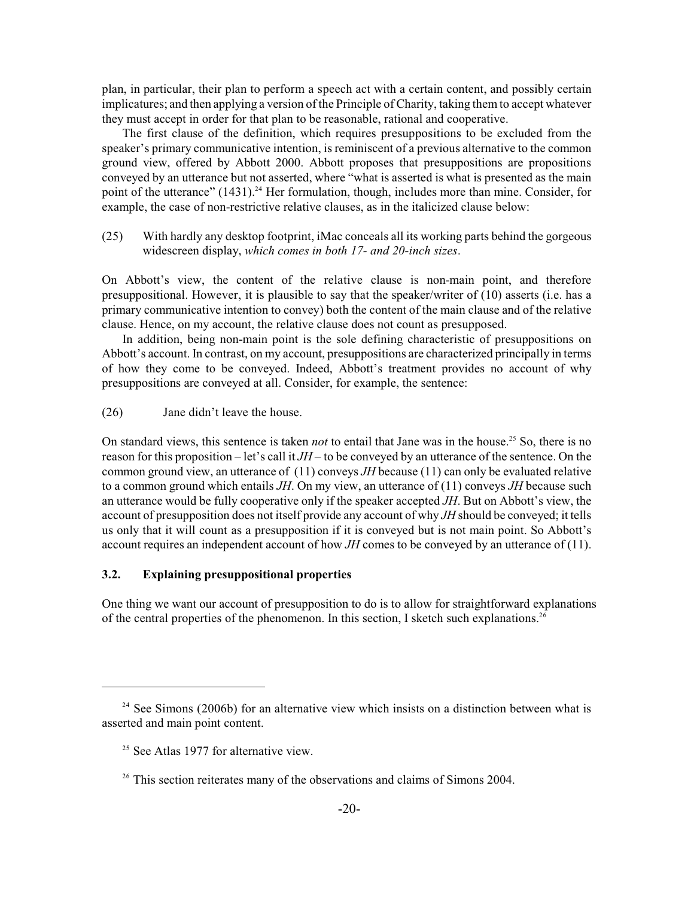plan, in particular, their plan to perform a speech act with a certain content, and possibly certain implicatures; and then applying a version of the Principle of Charity, taking them to accept whatever they must accept in order for that plan to be reasonable, rational and cooperative.

The first clause of the definition, which requires presuppositions to be excluded from the speaker's primary communicative intention, is reminiscent of a previous alternative to the common ground view, offered by Abbott 2000. Abbott proposes that presuppositions are propositions conveyed by an utterance but not asserted, where "what is asserted is what is presented as the main point of the utterance" (1431).[24] Her formulation, though, includes more than mine. Consider, for example, the case of non-restrictive relative clauses, as in the italicized clause below:

(25) With hardly any desktop footprint, iMac conceals all its working parts behind the gorgeous widescreen display, *which comes in both 17- and 20-inch sizes*.

On Abbott's view, the content of the relative clause is non-main point, and therefore presuppositional. However, it is plausible to say that the speaker/writer of (10) asserts (i.e. has a primary communicative intention to convey) both the content of the main clause and of the relative clause. Hence, on my account, the relative clause does not count as presupposed.

In addition, being non-main point is the sole defining characteristic of presuppositions on Abbott's account. In contrast, on my account, presuppositions are characterized principally in terms of how they come to be conveyed. Indeed, Abbott's treatment provides no account of why presuppositions are conveyed at all. Consider, for example, the sentence:

(26) Jane didn't leave the house.

On standard views, this sentence is taken *not* to entail that Jane was in the house.[25] So, there is no reason for this proposition – let's call it *JH* – to be conveyed by an utterance of the sentence. On the common ground view, an utterance of (11) conveys *JH* because (11) can only be evaluated relative to a common ground which entails *JH*. On my view, an utterance of (11) conveys *JH* because such an utterance would be fully cooperative only if the speaker accepted *JH*. But on Abbott's view, the account of presupposition does not itself provide any account of why *JH* should be conveyed; it tells us only that it will count as a presupposition if it is conveyed but is not main point. So Abbott's account requires an independent account of how *JH* comes to be conveyed by an utterance of (11).

### 3.2. Explaining presuppositional properties

One thing we want our account of presupposition to do is to allow for straightforward explanations of the central properties of the phenomenon. In this section, I sketch such explanations.[26]

---

[24] See Simons (2006b) for an alternative view which insists on a distinction between what is asserted and main point content.

[25] See Atlas 1977 for alternative view.

[26] This section reiterates many of the observations and claims of Simons 2004.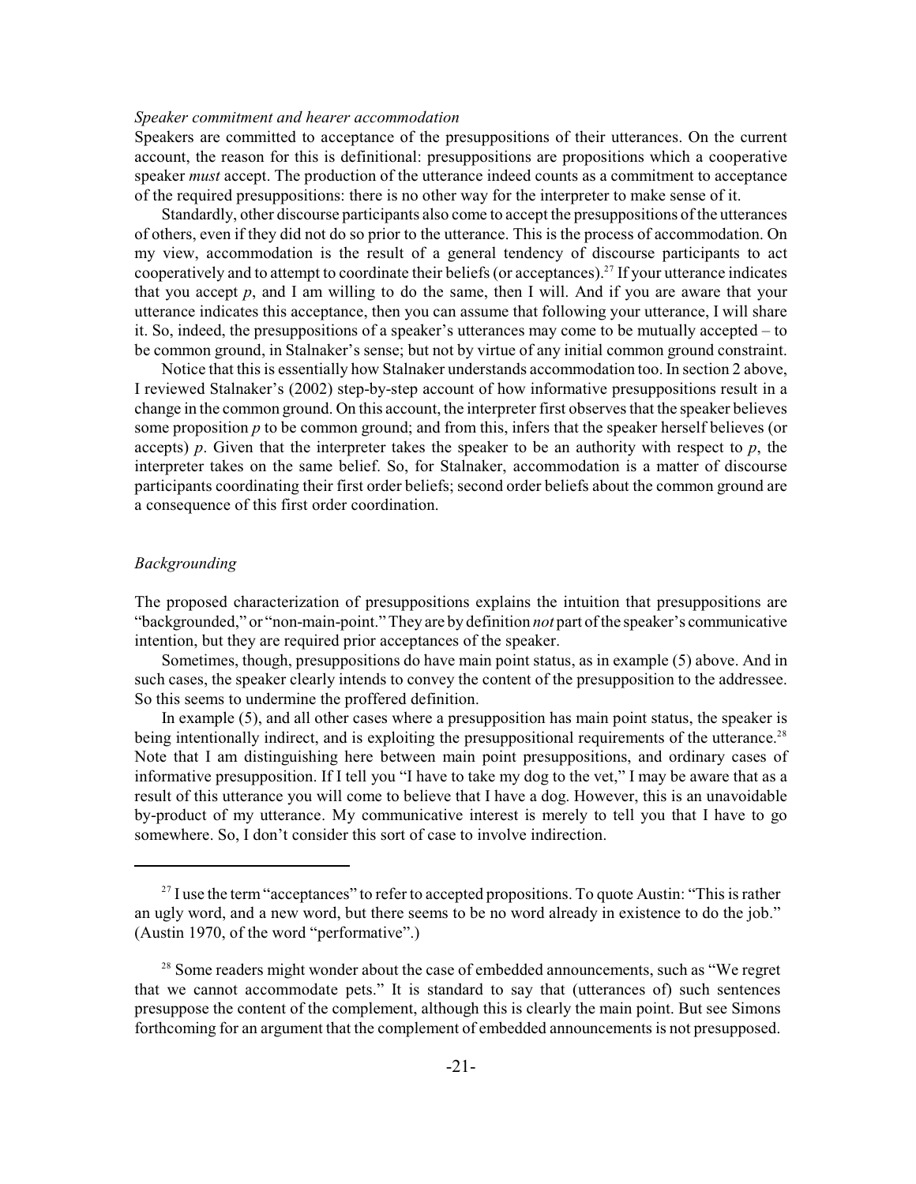*Speaker commitment and hearer accommodation*

Speakers are committed to acceptance of the presuppositions of their utterances. On the current account, the reason for this is definitional: presuppositions are propositions which a cooperative speaker *must* accept. The production of the utterance indeed counts as a commitment to acceptance of the required presuppositions: there is no other way for the interpreter to make sense of it.

Standardly, other discourse participants also come to accept the presuppositions of the utterances of others, even if they did not do so prior to the utterance. This is the process of accommodation. On my view, accommodation is the result of a general tendency of discourse participants to act cooperatively and to attempt to coordinate their beliefs (or acceptances).[27] If your utterance indicates that you accept *p*, and I am willing to do the same, then I will. And if you are aware that your utterance indicates this acceptance, then you can assume that following your utterance, I will share it. So, indeed, the presuppositions of a speaker's utterances may come to be mutually accepted – to be common ground, in Stalnaker's sense; but not by virtue of any initial common ground constraint.

Notice that this is essentially how Stalnaker understands accommodation too. In section 2 above, I reviewed Stalnaker's (2002) step-by-step account of how informative presuppositions result in a change in the common ground. On this account, the interpreter first observes that the speaker believes some proposition *p* to be common ground; and from this, infers that the speaker herself believes (or accepts) *p*. Given that the interpreter takes the speaker to be an authority with respect to *p*, the interpreter takes on the same belief. So, for Stalnaker, accommodation is a matter of discourse participants coordinating their first order beliefs; second order beliefs about the common ground are a consequence of this first order coordination.

*Backgrounding*

The proposed characterization of presuppositions explains the intuition that presuppositions are "backgrounded," or "non-main-point." They are by definition *not* part of the speaker's communicative intention, but they are required prior acceptances of the speaker.

Sometimes, though, presuppositions do have main point status, as in example (5) above. And in such cases, the speaker clearly intends to convey the content of the presupposition to the addressee. So this seems to undermine the proffered definition.

In example (5), and all other cases where a presupposition has main point status, the speaker is being intentionally indirect, and is exploiting the presuppositional requirements of the utterance.[28] Note that I am distinguishing here between main point presuppositions, and ordinary cases of informative presupposition. If I tell you "I have to take my dog to the vet," I may be aware that as a result of this utterance you will come to believe that I have a dog. However, this is an unavoidable by-product of my utterance. My communicative interest is merely to tell you that I have to go somewhere. So, I don't consider this sort of case to involve indirection.

---

[27] I use the term "acceptances" to refer to accepted propositions. To quote Austin: "This is rather an ugly word, and a new word, but there seems to be no word already in existence to do the job." (Austin 1970, of the word "performative".)

[28] Some readers might wonder about the case of embedded announcements, such as "We regret that we cannot accommodate pets." It is standard to say that (utterances of) such sentences presuppose the content of the complement, although this is clearly the main point. But see Simons forthcoming for an argument that the complement of embedded announcements is not presupposed.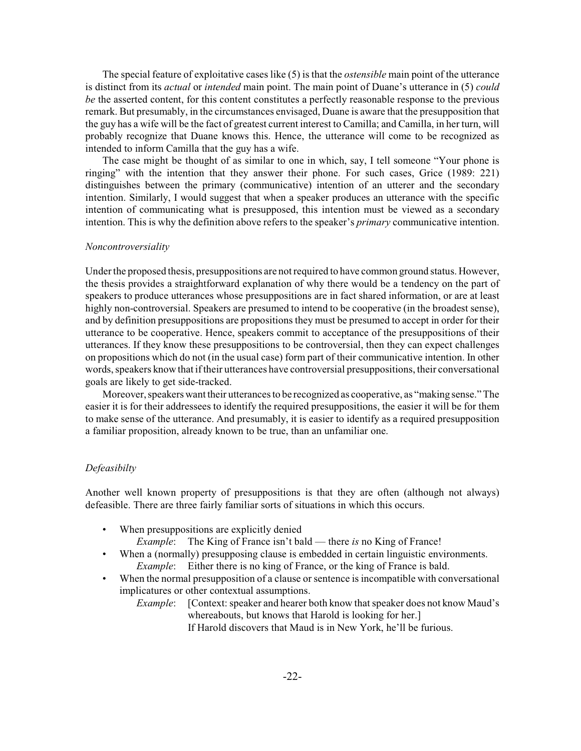The special feature of exploitative cases like (5) is that the *ostensible* main point of the utterance is distinct from its *actual* or *intended* main point. The main point of Duane's utterance in (5) *could be* the asserted content, for this content constitutes a perfectly reasonable response to the previous remark. But presumably, in the circumstances envisaged, Duane is aware that the presupposition that the guy has a wife will be the fact of greatest current interest to Camilla; and Camilla, in her turn, will probably recognize that Duane knows this. Hence, the utterance will come to be recognized as intended to inform Camilla that the guy has a wife.

The case might be thought of as similar to one in which, say, I tell someone "Your phone is ringing" with the intention that they answer their phone. For such cases, Grice (1989: 221) distinguishes between the primary (communicative) intention of an utterer and the secondary intention. Similarly, I would suggest that when a speaker produces an utterance with the specific intention of communicating what is presupposed, this intention must be viewed as a secondary intention. This is why the definition above refers to the speaker's *primary* communicative intention.

*Noncontroversiality*

Under the proposed thesis, presuppositions are not required to have common ground status. However, the thesis provides a straightforward explanation of why there would be a tendency on the part of speakers to produce utterances whose presuppositions are in fact shared information, or are at least highly non-controversial. Speakers are presumed to intend to be cooperative (in the broadest sense), and by definition presuppositions are propositions they must be presumed to accept in order for their utterance to be cooperative. Hence, speakers commit to acceptance of the presuppositions of their utterances. If they know these presuppositions to be controversial, then they can expect challenges on propositions which do not (in the usual case) form part of their communicative intention. In other words, speakers know that if their utterances have controversial presuppositions, their conversational goals are likely to get side-tracked.

Moreover, speakers want their utterances to be recognized as cooperative, as "making sense." The easier it is for their addressees to identify the required presuppositions, the easier it will be for them to make sense of the utterance. And presumably, it is easier to identify as a required presupposition a familiar proposition, already known to be true, than an unfamiliar one.

*Defeasibilty*

Another well known property of presuppositions is that they are often (although not always) defeasible. There are three fairly familiar sorts of situations in which this occurs.

- When presuppositions are explicitly denied
  *Example*: The King of France isn't bald — there *is* no King of France!
- When a (normally) presupposing clause is embedded in certain linguistic environments.
  *Example*: Either there is no king of France, or the king of France is bald.
- When the normal presupposition of a clause or sentence is incompatible with conversational implicatures or other contextual assumptions.
  *Example*: [Context: speaker and hearer both know that speaker does not know Maud's whereabouts, but knows that Harold is looking for her.]
  If Harold discovers that Maud is in New York, he'll be furious.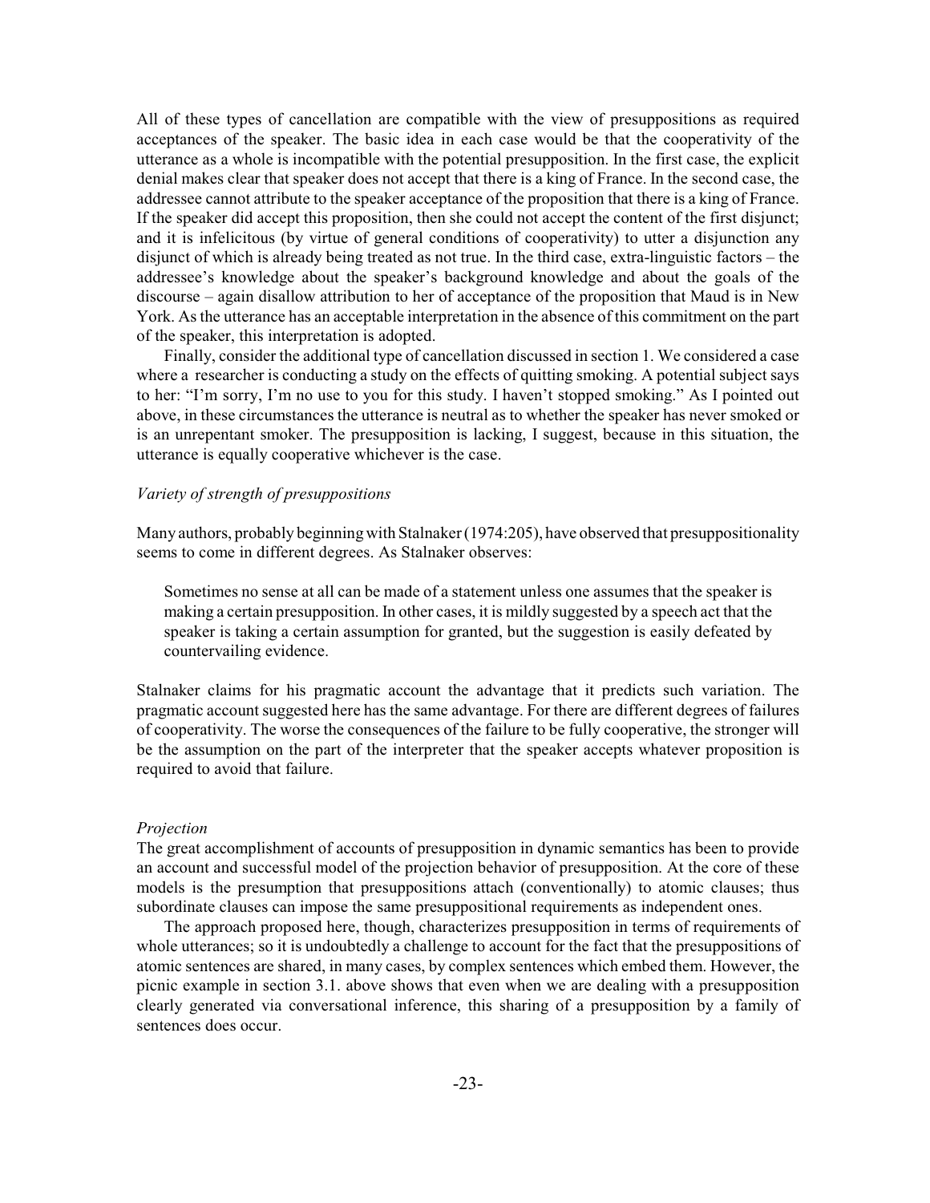All of these types of cancellation are compatible with the view of presuppositions as required acceptances of the speaker. The basic idea in each case would be that the cooperativity of the utterance as a whole is incompatible with the potential presupposition. In the first case, the explicit denial makes clear that speaker does not accept that there is a king of France. In the second case, the addressee cannot attribute to the speaker acceptance of the proposition that there is a king of France. If the speaker did accept this proposition, then she could not accept the content of the first disjunct; and it is infelicitous (by virtue of general conditions of cooperativity) to utter a disjunction any disjunct of which is already being treated as not true. In the third case, extra-linguistic factors – the addressee's knowledge about the speaker's background knowledge and about the goals of the discourse – again disallow attribution to her of acceptance of the proposition that Maud is in New York. As the utterance has an acceptable interpretation in the absence of this commitment on the part of the speaker, this interpretation is adopted.

Finally, consider the additional type of cancellation discussed in section 1. We considered a case where a researcher is conducting a study on the effects of quitting smoking. A potential subject says to her: "I'm sorry, I'm no use to you for this study. I haven't stopped smoking." As I pointed out above, in these circumstances the utterance is neutral as to whether the speaker has never smoked or is an unrepentant smoker. The presupposition is lacking, I suggest, because in this situation, the utterance is equally cooperative whichever is the case.

*Variety of strength of presuppositions*

Many authors, probably beginning with Stalnaker (1974:205), have observed that presuppositionality seems to come in different degrees. As Stalnaker observes:

> Sometimes no sense at all can be made of a statement unless one assumes that the speaker is making a certain presupposition. In other cases, it is mildly suggested by a speech act that the speaker is taking a certain assumption for granted, but the suggestion is easily defeated by countervailing evidence.

Stalnaker claims for his pragmatic account the advantage that it predicts such variation. The pragmatic account suggested here has the same advantage. For there are different degrees of failures of cooperativity. The worse the consequences of the failure to be fully cooperative, the stronger will be the assumption on the part of the interpreter that the speaker accepts whatever proposition is required to avoid that failure.

*Projection*

The great accomplishment of accounts of presupposition in dynamic semantics has been to provide an account and successful model of the projection behavior of presupposition. At the core of these models is the presumption that presuppositions attach (conventionally) to atomic clauses; thus subordinate clauses can impose the same presuppositional requirements as independent ones.

The approach proposed here, though, characterizes presupposition in terms of requirements of whole utterances; so it is undoubtedly a challenge to account for the fact that the presuppositions of atomic sentences are shared, in many cases, by complex sentences which embed them. However, the picnic example in section 3.1. above shows that even when we are dealing with a presupposition clearly generated via conversational inference, this sharing of a presupposition by a family of sentences does occur.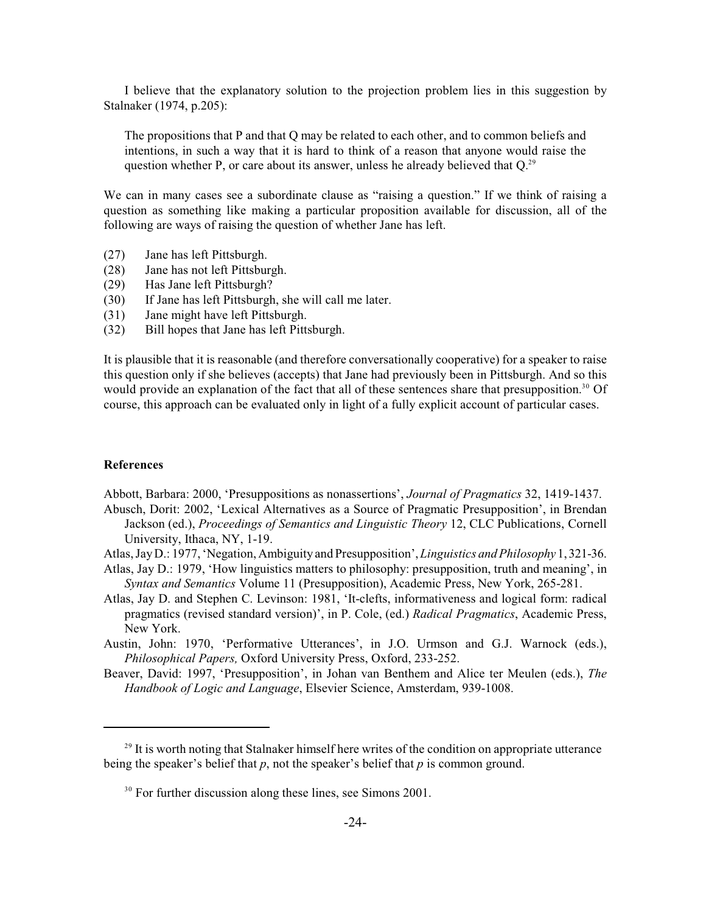I believe that the explanatory solution to the projection problem lies in this suggestion by Stalnaker (1974, p.205):

> The propositions that P and that Q may be related to each other, and to common beliefs and intentions, in such a way that it is hard to think of a reason that anyone would raise the question whether P, or care about its answer, unless he already believed that Q.[29]

We can in many cases see a subordinate clause as "raising a question." If we think of raising a question as something like making a particular proposition available for discussion, all of the following are ways of raising the question of whether Jane has left.

(27) Jane has left Pittsburgh.
(28) Jane has not left Pittsburgh.
(29) Has Jane left Pittsburgh?
(30) If Jane has left Pittsburgh, she will call me later.
(31) Jane might have left Pittsburgh.
(32) Bill hopes that Jane has left Pittsburgh.

It is plausible that it is reasonable (and therefore conversationally cooperative) for a speaker to raise this question only if she believes (accepts) that Jane had previously been in Pittsburgh. And so this would provide an explanation of the fact that all of these sentences share that presupposition.[30] Of course, this approach can be evaluated only in light of a fully explicit account of particular cases.

## References

Abbott, Barbara: 2000, 'Presuppositions as nonassertions', *Journal of Pragmatics* 32, 1419-1437.

Abusch, Dorit: 2002, 'Lexical Alternatives as a Source of Pragmatic Presupposition', in Brendan Jackson (ed.), *Proceedings of Semantics and Linguistic Theory* 12, CLC Publications, Cornell University, Ithaca, NY, 1-19.

Atlas, Jay D.: 1977, 'Negation, Ambiguity and Presupposition', *Linguistics and Philosophy* 1, 321-36.

Atlas, Jay D.: 1979, 'How linguistics matters to philosophy: presupposition, truth and meaning', in *Syntax and Semantics* Volume 11 (Presupposition), Academic Press, New York, 265-281.

Atlas, Jay D. and Stephen C. Levinson: 1981, 'It-clefts, informativeness and logical form: radical pragmatics (revised standard version)', in P. Cole, (ed.) *Radical Pragmatics*, Academic Press, New York.

Austin, John: 1970, 'Performative Utterances', in J.O. Urmson and G.J. Warnock (eds.), *Philosophical Papers,* Oxford University Press, Oxford, 233-252.

Beaver, David: 1997, 'Presupposition', in Johan van Benthem and Alice ter Meulen (eds.), *The Handbook of Logic and Language*, Elsevier Science, Amsterdam, 939-1008.

---

[29] It is worth noting that Stalnaker himself here writes of the condition on appropriate utterance being the speaker's belief that *p*, not the speaker's belief that *p* is common ground.

[30] For further discussion along these lines, see Simons 2001.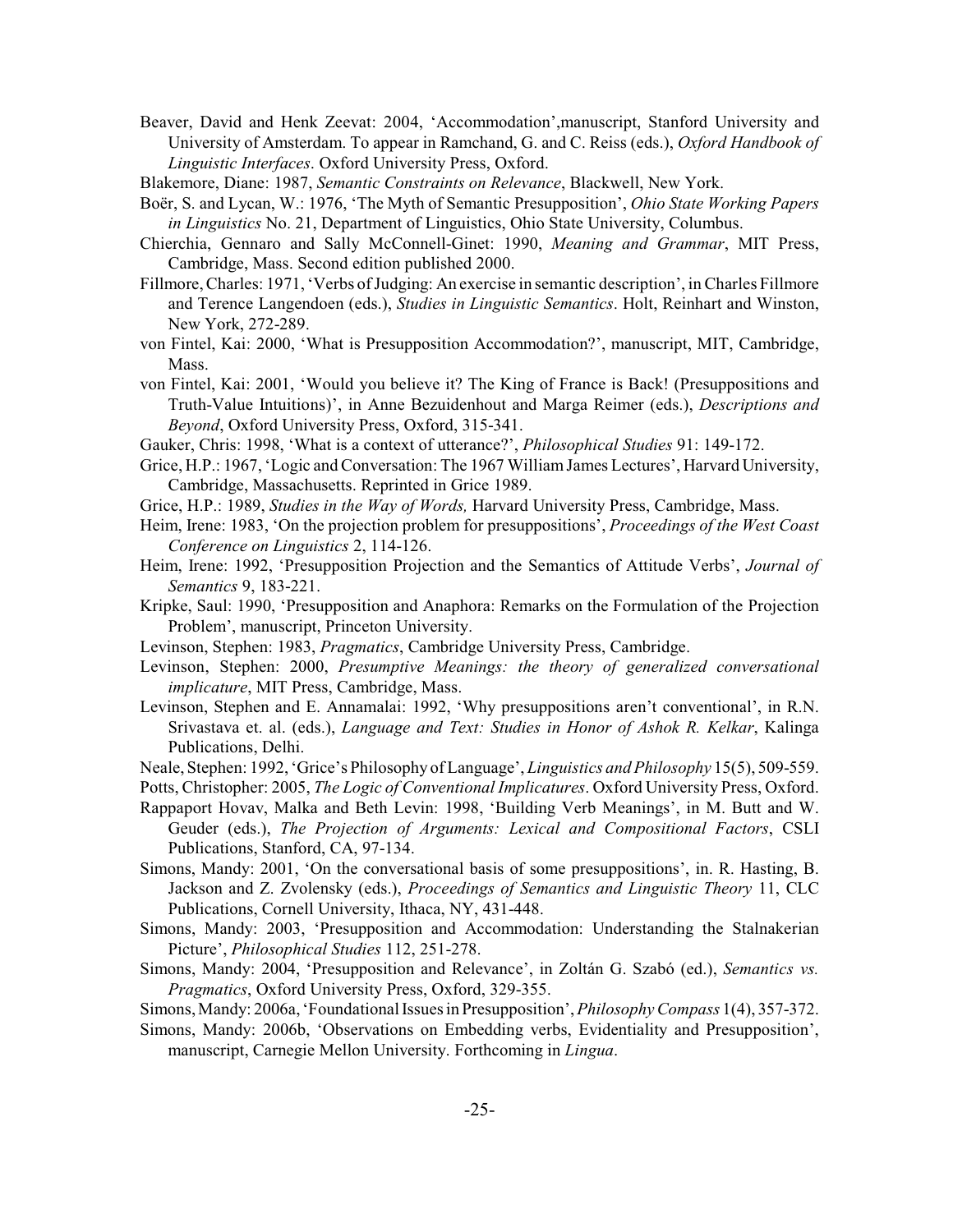Beaver, David and Henk Zeevat: 2004, 'Accommodation',manuscript, Stanford University and University of Amsterdam. To appear in Ramchand, G. and C. Reiss (eds.), *Oxford Handbook of Linguistic Interfaces*. Oxford University Press, Oxford.

Blakemore, Diane: 1987, *Semantic Constraints on Relevance*, Blackwell, New York.

Boër, S. and Lycan, W.: 1976, 'The Myth of Semantic Presupposition', *Ohio State Working Papers in Linguistics* No. 21, Department of Linguistics, Ohio State University, Columbus.

Chierchia, Gennaro and Sally McConnell-Ginet: 1990, *Meaning and Grammar*, MIT Press, Cambridge, Mass. Second edition published 2000.

Fillmore, Charles: 1971, 'Verbs of Judging: An exercise in semantic description', in Charles Fillmore and Terence Langendoen (eds.), *Studies in Linguistic Semantics*. Holt, Reinhart and Winston, New York, 272-289.

von Fintel, Kai: 2000, 'What is Presupposition Accommodation?', manuscript, MIT, Cambridge, Mass.

von Fintel, Kai: 2001, 'Would you believe it? The King of France is Back! (Presuppositions and Truth-Value Intuitions)', in Anne Bezuidenhout and Marga Reimer (eds.), *Descriptions and Beyond*, Oxford University Press, Oxford, 315-341.

Gauker, Chris: 1998, 'What is a context of utterance?', *Philosophical Studies* 91: 149-172.

Grice, H.P.: 1967, 'Logic and Conversation: The 1967 William James Lectures', Harvard University, Cambridge, Massachusetts. Reprinted in Grice 1989.

Grice, H.P.: 1989, *Studies in the Way of Words,* Harvard University Press, Cambridge, Mass.

Heim, Irene: 1983, 'On the projection problem for presuppositions', *Proceedings of the West Coast Conference on Linguistics* 2, 114-126.

Heim, Irene: 1992, 'Presupposition Projection and the Semantics of Attitude Verbs', *Journal of Semantics* 9, 183-221.

Kripke, Saul: 1990, 'Presupposition and Anaphora: Remarks on the Formulation of the Projection Problem', manuscript, Princeton University.

Levinson, Stephen: 1983, *Pragmatics*, Cambridge University Press, Cambridge.

Levinson, Stephen: 2000, *Presumptive Meanings: the theory of generalized conversational implicature*, MIT Press, Cambridge, Mass.

Levinson, Stephen and E. Annamalai: 1992, 'Why presuppositions aren't conventional', in R.N. Srivastava et. al. (eds.), *Language and Text: Studies in Honor of Ashok R. Kelkar*, Kalinga Publications, Delhi.

Neale, Stephen: 1992, 'Grice's Philosophy of Language', *Linguistics and Philosophy* 15(5), 509-559.

Potts, Christopher: 2005, *The Logic of Conventional Implicatures*. Oxford University Press, Oxford.

Rappaport Hovav, Malka and Beth Levin: 1998, 'Building Verb Meanings', in M. Butt and W. Geuder (eds.), *The Projection of Arguments: Lexical and Compositional Factors*, CSLI Publications, Stanford, CA, 97-134.

Simons, Mandy: 2001, 'On the conversational basis of some presuppositions', in. R. Hasting, B. Jackson and Z. Zvolensky (eds.), *Proceedings of Semantics and Linguistic Theory* 11, CLC Publications, Cornell University, Ithaca, NY, 431-448.

Simons, Mandy: 2003, 'Presupposition and Accommodation: Understanding the Stalnakerian Picture', *Philosophical Studies* 112, 251-278.

Simons, Mandy: 2004, 'Presupposition and Relevance', in Zoltán G. Szabó (ed.), *Semantics vs. Pragmatics*, Oxford University Press, Oxford, 329-355.

Simons, Mandy: 2006a, 'Foundational Issues in Presupposition', *Philosophy Compass* 1(4), 357-372.

Simons, Mandy: 2006b, 'Observations on Embedding verbs, Evidentiality and Presupposition', manuscript, Carnegie Mellon University. Forthcoming in *Lingua*.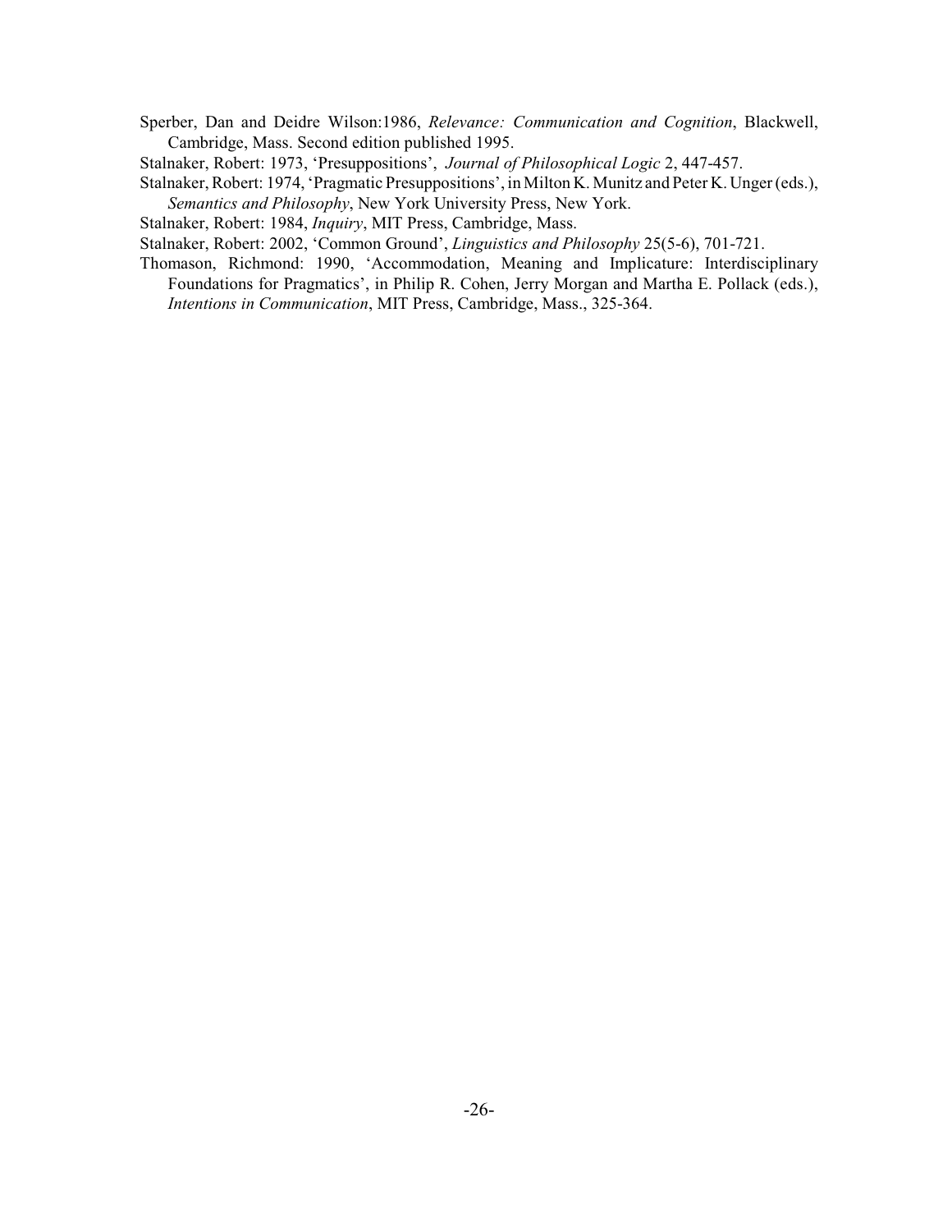Sperber, Dan and Deidre Wilson:1986, *Relevance: Communication and Cognition*, Blackwell, Cambridge, Mass. Second edition published 1995.

Stalnaker, Robert: 1973, 'Presuppositions', *Journal of Philosophical Logic* 2, 447-457.

Stalnaker, Robert: 1974, 'Pragmatic Presuppositions', in Milton K. Munitz and Peter K. Unger (eds.), *Semantics and Philosophy*, New York University Press, New York.

Stalnaker, Robert: 1984, *Inquiry*, MIT Press, Cambridge, Mass.

Stalnaker, Robert: 2002, 'Common Ground', *Linguistics and Philosophy* 25(5-6), 701-721.

Thomason, Richmond: 1990, 'Accommodation, Meaning and Implicature: Interdisciplinary Foundations for Pragmatics', in Philip R. Cohen, Jerry Morgan and Martha E. Pollack (eds.), *Intentions in Communication*, MIT Press, Cambridge, Mass., 325-364.